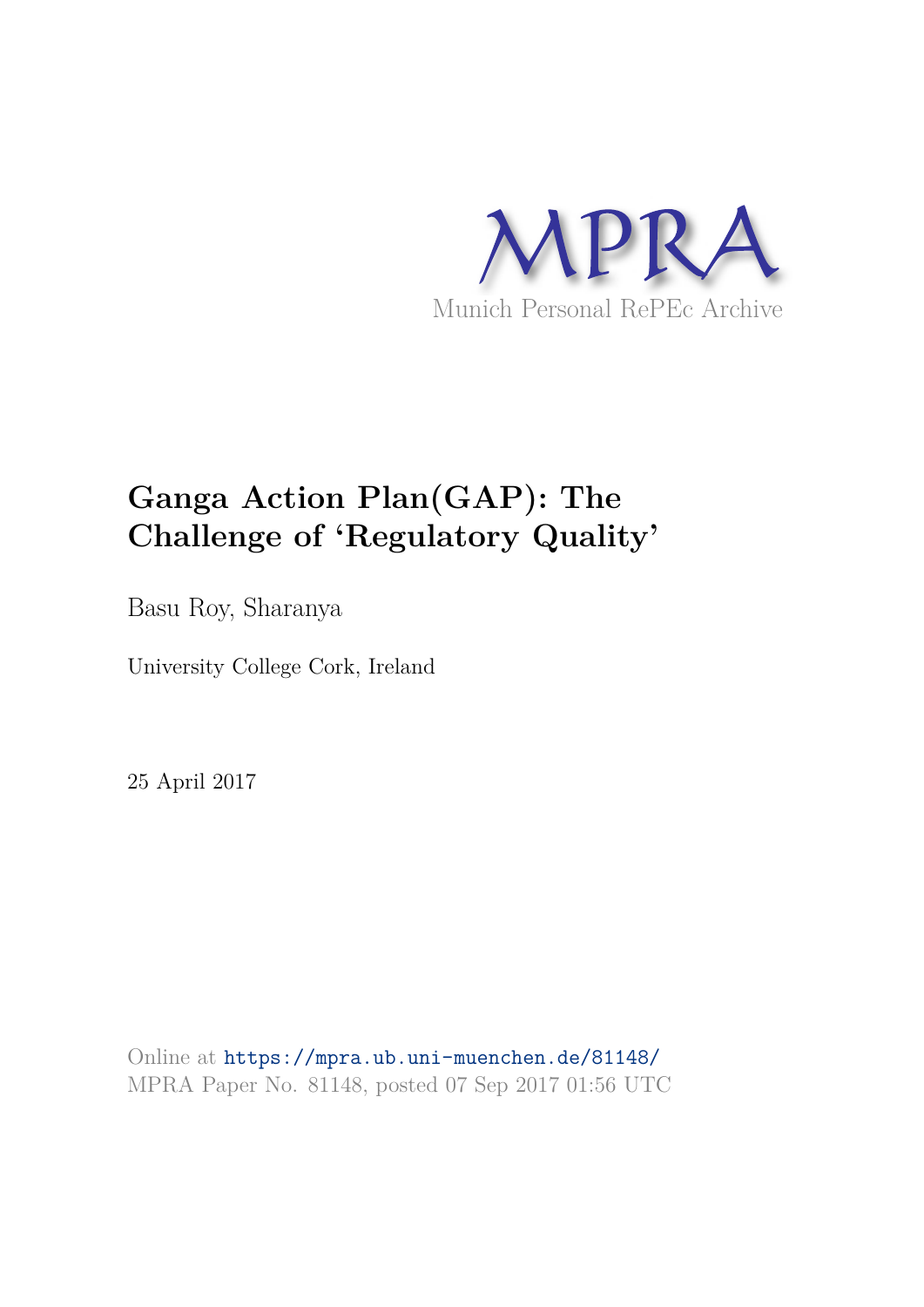MPRA

Munich Personal RePEc Archive

# Ganga Action Plan(GAP): The Challenge of 'Regulatory Quality'

Basu Roy, Sharanya

University College Cork, Ireland

25 April 2017

Online at https://mpra.ub.uni-muenchen.de/81148/
MPRA Paper No. 81148, posted 07 Sep 2017 01:56 UTC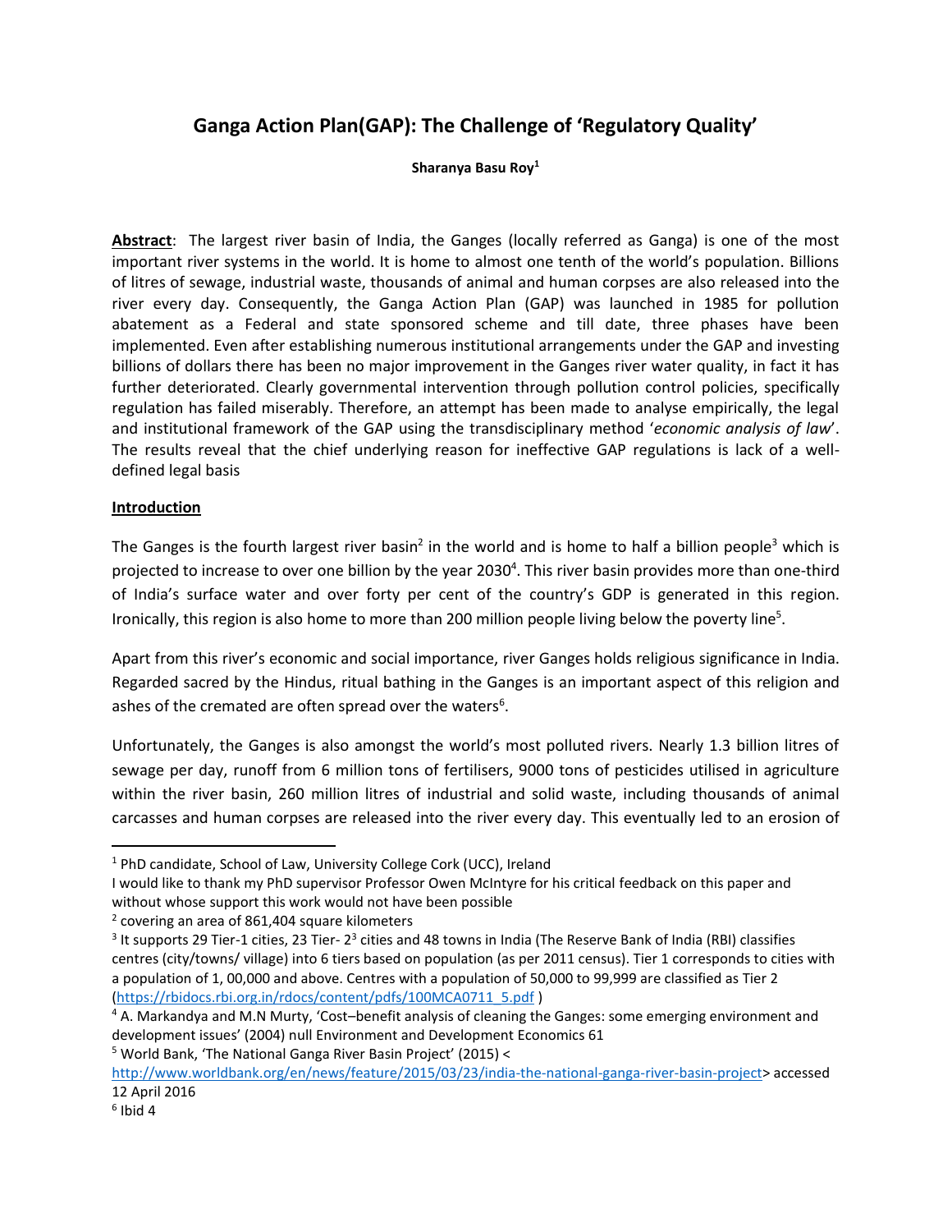# Ganga Action Plan(GAP): The Challenge of 'Regulatory Quality'

**Sharanya Basu Roy**[1]

**Abstract**: The largest river basin of India, the Ganges (locally referred as Ganga) is one of the most important river systems in the world. It is home to almost one tenth of the world's population. Billions of litres of sewage, industrial waste, thousands of animal and human corpses are also released into the river every day. Consequently, the Ganga Action Plan (GAP) was launched in 1985 for pollution abatement as a Federal and state sponsored scheme and till date, three phases have been implemented. Even after establishing numerous institutional arrangements under the GAP and investing billions of dollars there has been no major improvement in the Ganges river water quality, in fact it has further deteriorated. Clearly governmental intervention through pollution control policies, specifically regulation has failed miserably. Therefore, an attempt has been made to analyse empirically, the legal and institutional framework of the GAP using the transdisciplinary method '*economic analysis of law*'. The results reveal that the chief underlying reason for ineffective GAP regulations is lack of a well-defined legal basis

## Introduction

The Ganges is the fourth largest river basin[2] in the world and is home to half a billion people[3] which is projected to increase to over one billion by the year 2030[4]. This river basin provides more than one-third of India's surface water and over forty per cent of the country's GDP is generated in this region. Ironically, this region is also home to more than 200 million people living below the poverty line[5].

Apart from this river's economic and social importance, river Ganges holds religious significance in India. Regarded sacred by the Hindus, ritual bathing in the Ganges is an important aspect of this religion and ashes of the cremated are often spread over the waters[6].

Unfortunately, the Ganges is also amongst the world's most polluted rivers. Nearly 1.3 billion litres of sewage per day, runoff from 6 million tons of fertilisers, 9000 tons of pesticides utilised in agriculture within the river basin, 260 million litres of industrial and solid waste, including thousands of animal carcasses and human corpses are released into the river every day. This eventually led to an erosion of

---

[1] PhD candidate, School of Law, University College Cork (UCC), Ireland
I would like to thank my PhD supervisor Professor Owen McIntyre for his critical feedback on this paper and without whose support this work would not have been possible

[2] covering an area of 861,404 square kilometers

[3] It supports 29 Tier-1 cities, 23 Tier- 2[3] cities and 48 towns in India (The Reserve Bank of India (RBI) classifies centres (city/towns/ village) into 6 tiers based on population (as per 2011 census). Tier 1 corresponds to cities with a population of 1, 00,000 and above. Centres with a population of 50,000 to 99,999 are classified as Tier 2 (https://rbidocs.rbi.org.in/rdocs/content/pdfs/100MCA0711_5.pdf )

[4] A. Markandya and M.N Murty, 'Cost–benefit analysis of cleaning the Ganges: some emerging environment and development issues' (2004) null Environment and Development Economics 61

[5] World Bank, 'The National Ganga River Basin Project' (2015) < http://www.worldbank.org/en/news/feature/2015/03/23/india-the-national-ganga-river-basin-project> accessed 12 April 2016

[6] Ibid 4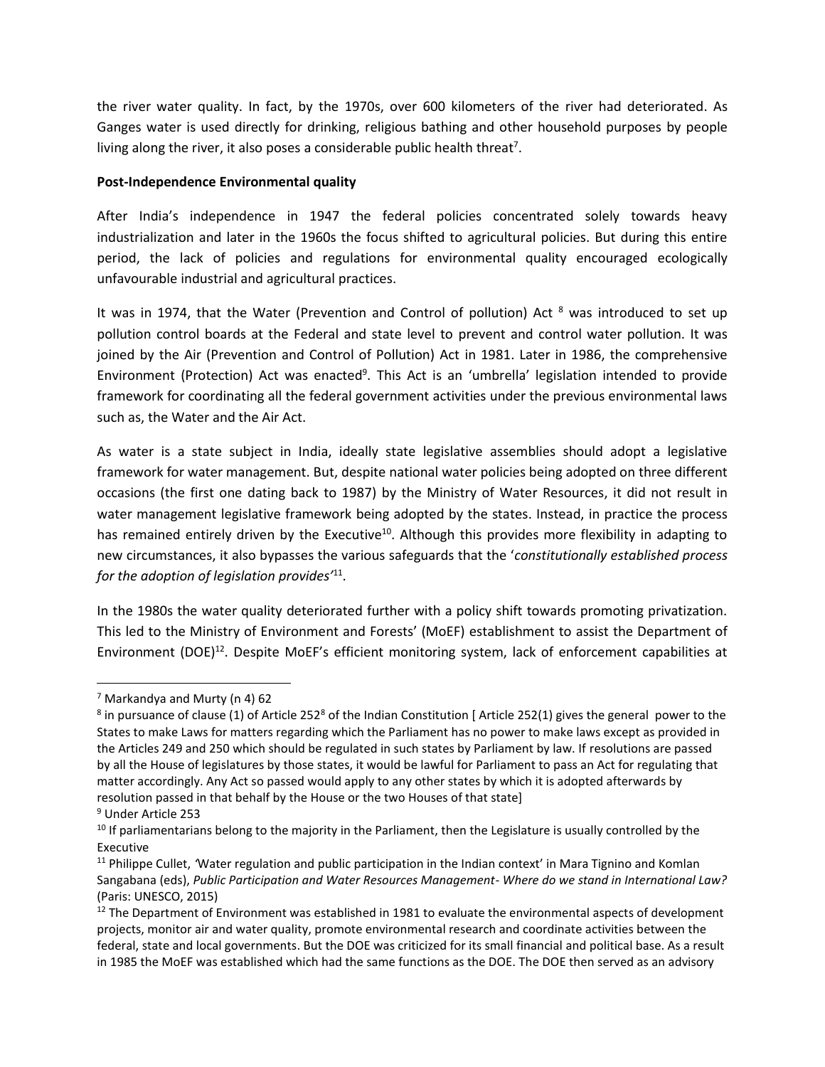the river water quality. In fact, by the 1970s, over 600 kilometers of the river had deteriorated. As Ganges water is used directly for drinking, religious bathing and other household purposes by people living along the river, it also poses a considerable public health threat[7].

**Post-Independence Environmental quality**

After India's independence in 1947 the federal policies concentrated solely towards heavy industrialization and later in the 1960s the focus shifted to agricultural policies. But during this entire period, the lack of policies and regulations for environmental quality encouraged ecologically unfavourable industrial and agricultural practices.

It was in 1974, that the Water (Prevention and Control of pollution) Act [8] was introduced to set up pollution control boards at the Federal and state level to prevent and control water pollution. It was joined by the Air (Prevention and Control of Pollution) Act in 1981. Later in 1986, the comprehensive Environment (Protection) Act was enacted[9]. This Act is an 'umbrella' legislation intended to provide framework for coordinating all the federal government activities under the previous environmental laws such as, the Water and the Air Act.

As water is a state subject in India, ideally state legislative assemblies should adopt a legislative framework for water management. But, despite national water policies being adopted on three different occasions (the first one dating back to 1987) by the Ministry of Water Resources, it did not result in water management legislative framework being adopted by the states. Instead, in practice the process has remained entirely driven by the Executive[10]. Although this provides more flexibility in adapting to new circumstances, it also bypasses the various safeguards that the '*constitutionally established process for the adoption of legislation provides*'[11].

In the 1980s the water quality deteriorated further with a policy shift towards promoting privatization. This led to the Ministry of Environment and Forests' (MoEF) establishment to assist the Department of Environment (DOE)[12]. Despite MoEF's efficient monitoring system, lack of enforcement capabilities at

---

[7] Markandya and Murty (n 4) 62

[8] in pursuance of clause (1) of Article 252[8] of the Indian Constitution [ Article 252(1) gives the general power to the States to make Laws for matters regarding which the Parliament has no power to make laws except as provided in the Articles 249 and 250 which should be regulated in such states by Parliament by law. If resolutions are passed by all the House of legislatures by those states, it would be lawful for Parliament to pass an Act for regulating that matter accordingly. Any Act so passed would apply to any other states by which it is adopted afterwards by resolution passed in that behalf by the House or the two Houses of that state]

[9] Under Article 253

[10] If parliamentarians belong to the majority in the Parliament, then the Legislature is usually controlled by the Executive

[11] Philippe Cullet, 'Water regulation and public participation in the Indian context' in Mara Tignino and Komlan Sangabana (eds), *Public Participation and Water Resources Management- Where do we stand in International Law?* (Paris: UNESCO, 2015)

[12] The Department of Environment was established in 1981 to evaluate the environmental aspects of development projects, monitor air and water quality, promote environmental research and coordinate activities between the federal, state and local governments. But the DOE was criticized for its small financial and political base. As a result in 1985 the MoEF was established which had the same functions as the DOE. The DOE then served as an advisory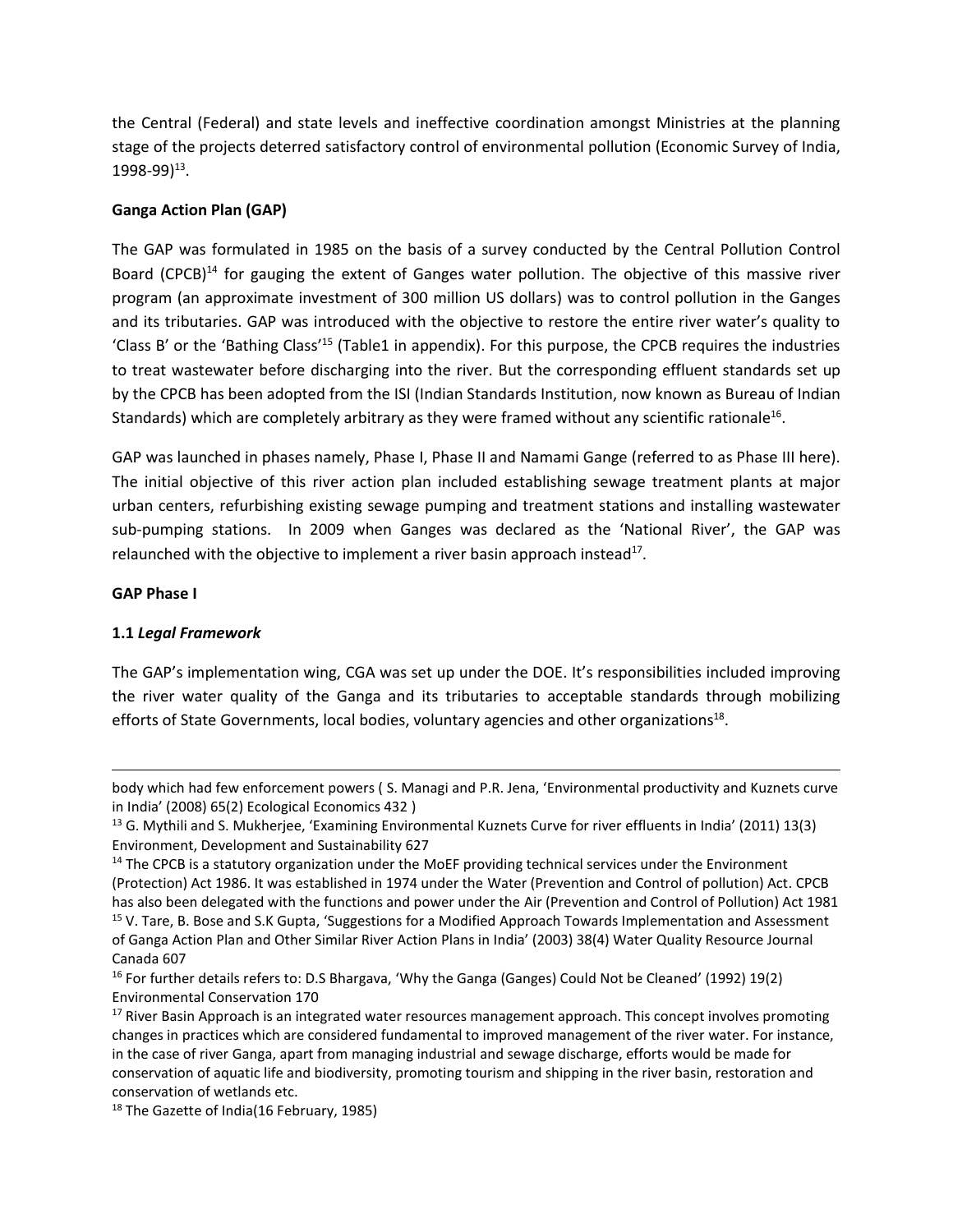the Central (Federal) and state levels and ineffective coordination amongst Ministries at the planning stage of the projects deterred satisfactory control of environmental pollution (Economic Survey of India, 1998-99)[13].

**Ganga Action Plan (GAP)**

The GAP was formulated in 1985 on the basis of a survey conducted by the Central Pollution Control Board (CPCB)[14] for gauging the extent of Ganges water pollution. The objective of this massive river program (an approximate investment of 300 million US dollars) was to control pollution in the Ganges and its tributaries. GAP was introduced with the objective to restore the entire river water's quality to 'Class B' or the 'Bathing Class'[15] (Table1 in appendix). For this purpose, the CPCB requires the industries to treat wastewater before discharging into the river. But the corresponding effluent standards set up by the CPCB has been adopted from the ISI (Indian Standards Institution, now known as Bureau of Indian Standards) which are completely arbitrary as they were framed without any scientific rationale[16].

GAP was launched in phases namely, Phase I, Phase II and Namami Gange (referred to as Phase III here). The initial objective of this river action plan included establishing sewage treatment plants at major urban centers, refurbishing existing sewage pumping and treatment stations and installing wastewater sub-pumping stations. In 2009 when Ganges was declared as the 'National River', the GAP was relaunched with the objective to implement a river basin approach instead[17].

**GAP Phase I**

**1.1** ***Legal Framework***

The GAP's implementation wing, CGA was set up under the DOE. It's responsibilities included improving the river water quality of the Ganga and its tributaries to acceptable standards through mobilizing efforts of State Governments, local bodies, voluntary agencies and other organizations[18].

---

body which had few enforcement powers ( S. Managi and P.R. Jena, 'Environmental productivity and Kuznets curve in India' (2008) 65(2) Ecological Economics 432 )

[13] G. Mythili and S. Mukherjee, 'Examining Environmental Kuznets Curve for river effluents in India' (2011) 13(3) Environment, Development and Sustainability 627

[14] The CPCB is a statutory organization under the MoEF providing technical services under the Environment (Protection) Act 1986. It was established in 1974 under the Water (Prevention and Control of pollution) Act. CPCB has also been delegated with the functions and power under the Air (Prevention and Control of Pollution) Act 1981

[15] V. Tare, B. Bose and S.K Gupta, 'Suggestions for a Modified Approach Towards Implementation and Assessment of Ganga Action Plan and Other Similar River Action Plans in India' (2003) 38(4) Water Quality Resource Journal Canada 607

[16] For further details refers to: D.S Bhargava, 'Why the Ganga (Ganges) Could Not be Cleaned' (1992) 19(2) Environmental Conservation 170

[17] River Basin Approach is an integrated water resources management approach. This concept involves promoting changes in practices which are considered fundamental to improved management of the river water. For instance, in the case of river Ganga, apart from managing industrial and sewage discharge, efforts would be made for conservation of aquatic life and biodiversity, promoting tourism and shipping in the river basin, restoration and conservation of wetlands etc.

[18] The Gazette of India(16 February, 1985)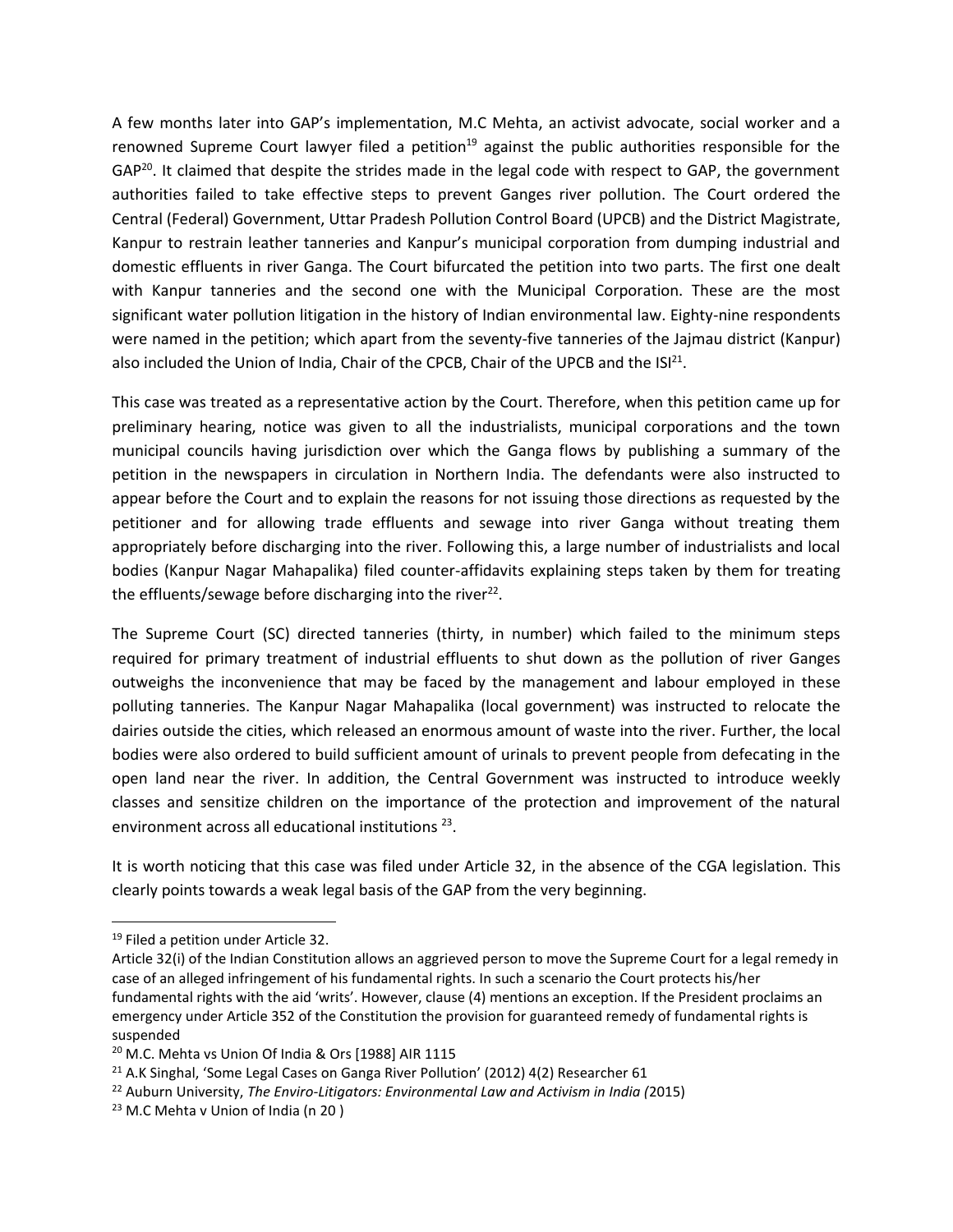A few months later into GAP's implementation, M.C Mehta, an activist advocate, social worker and a renowned Supreme Court lawyer filed a petition[19] against the public authorities responsible for the GAP[20]. It claimed that despite the strides made in the legal code with respect to GAP, the government authorities failed to take effective steps to prevent Ganges river pollution. The Court ordered the Central (Federal) Government, Uttar Pradesh Pollution Control Board (UPCB) and the District Magistrate, Kanpur to restrain leather tanneries and Kanpur's municipal corporation from dumping industrial and domestic effluents in river Ganga. The Court bifurcated the petition into two parts. The first one dealt with Kanpur tanneries and the second one with the Municipal Corporation. These are the most significant water pollution litigation in the history of Indian environmental law. Eighty-nine respondents were named in the petition; which apart from the seventy-five tanneries of the Jajmau district (Kanpur) also included the Union of India, Chair of the CPCB, Chair of the UPCB and the ISI[21].

This case was treated as a representative action by the Court. Therefore, when this petition came up for preliminary hearing, notice was given to all the industrialists, municipal corporations and the town municipal councils having jurisdiction over which the Ganga flows by publishing a summary of the petition in the newspapers in circulation in Northern India. The defendants were also instructed to appear before the Court and to explain the reasons for not issuing those directions as requested by the petitioner and for allowing trade effluents and sewage into river Ganga without treating them appropriately before discharging into the river. Following this, a large number of industrialists and local bodies (Kanpur Nagar Mahapalika) filed counter-affidavits explaining steps taken by them for treating the effluents/sewage before discharging into the river[22].

The Supreme Court (SC) directed tanneries (thirty, in number) which failed to the minimum steps required for primary treatment of industrial effluents to shut down as the pollution of river Ganges outweighs the inconvenience that may be faced by the management and labour employed in these polluting tanneries. The Kanpur Nagar Mahapalika (local government) was instructed to relocate the dairies outside the cities, which released an enormous amount of waste into the river. Further, the local bodies were also ordered to build sufficient amount of urinals to prevent people from defecating in the open land near the river. In addition, the Central Government was instructed to introduce weekly classes and sensitize children on the importance of the protection and improvement of the natural environment across all educational institutions [23].

It is worth noticing that this case was filed under Article 32, in the absence of the CGA legislation. This clearly points towards a weak legal basis of the GAP from the very beginning.

---

[19] Filed a petition under Article 32.
Article 32(i) of the Indian Constitution allows an aggrieved person to move the Supreme Court for a legal remedy in case of an alleged infringement of his fundamental rights. In such a scenario the Court protects his/her fundamental rights with the aid 'writs'. However, clause (4) mentions an exception. If the President proclaims an emergency under Article 352 of the Constitution the provision for guaranteed remedy of fundamental rights is suspended

[20] M.C. Mehta vs Union Of India & Ors [1988] AIR 1115

[21] A.K Singhal, 'Some Legal Cases on Ganga River Pollution' (2012) 4(2) Researcher 61

[22] Auburn University, *The Enviro-Litigators: Environmental Law and Activism in India (*2015)

[23] M.C Mehta v Union of India (n 20 )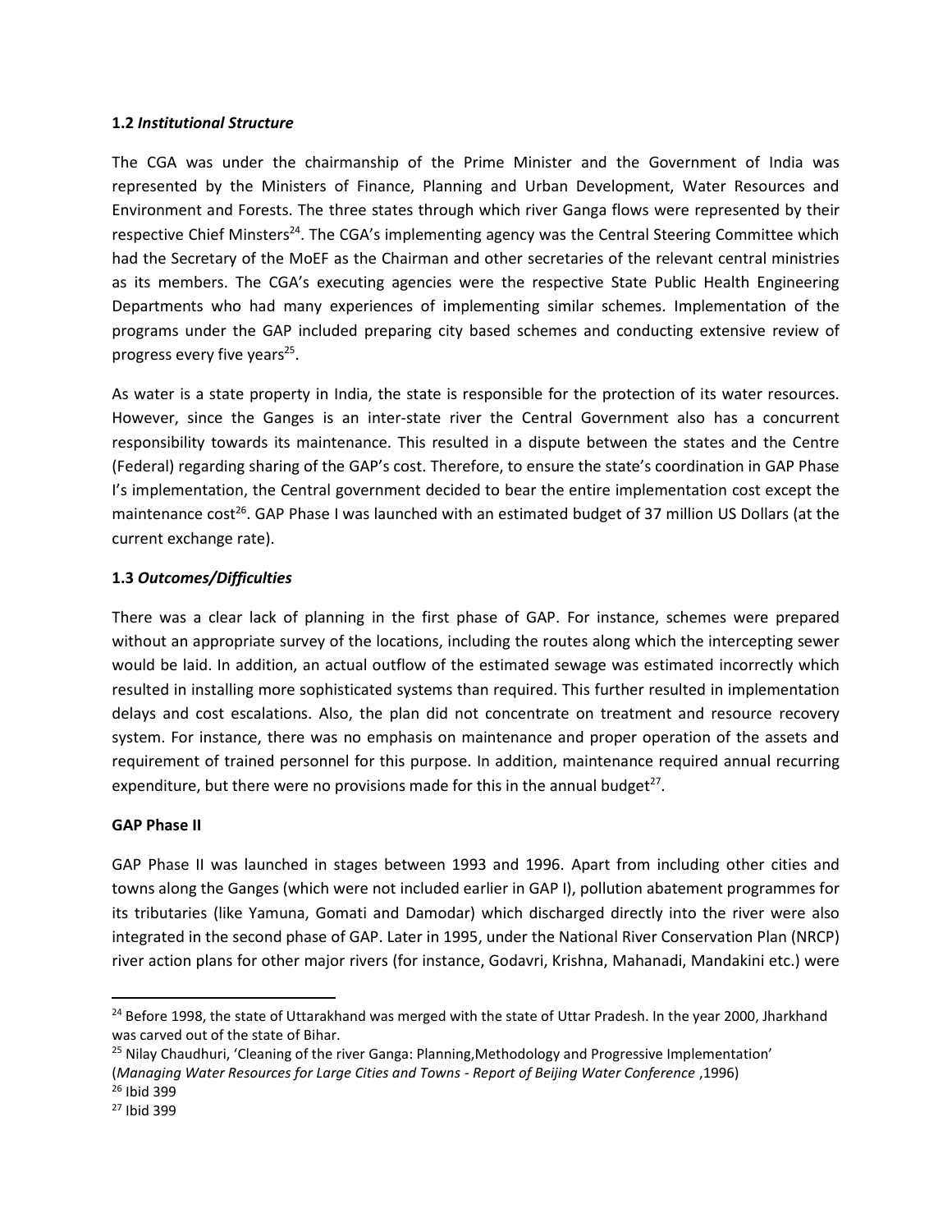### 1.2 *Institutional Structure*

The CGA was under the chairmanship of the Prime Minister and the Government of India was represented by the Ministers of Finance, Planning and Urban Development, Water Resources and Environment and Forests. The three states through which river Ganga flows were represented by their respective Chief Minsters[24]. The CGA's implementing agency was the Central Steering Committee which had the Secretary of the MoEF as the Chairman and other secretaries of the relevant central ministries as its members. The CGA's executing agencies were the respective State Public Health Engineering Departments who had many experiences of implementing similar schemes. Implementation of the programs under the GAP included preparing city based schemes and conducting extensive review of progress every five years[25].

As water is a state property in India, the state is responsible for the protection of its water resources. However, since the Ganges is an inter-state river the Central Government also has a concurrent responsibility towards its maintenance. This resulted in a dispute between the states and the Centre (Federal) regarding sharing of the GAP's cost. Therefore, to ensure the state's coordination in GAP Phase I's implementation, the Central government decided to bear the entire implementation cost except the maintenance cost[26]. GAP Phase I was launched with an estimated budget of 37 million US Dollars (at the current exchange rate).

### 1.3 *Outcomes/Difficulties*

There was a clear lack of planning in the first phase of GAP. For instance, schemes were prepared without an appropriate survey of the locations, including the routes along which the intercepting sewer would be laid. In addition, an actual outflow of the estimated sewage was estimated incorrectly which resulted in installing more sophisticated systems than required. This further resulted in implementation delays and cost escalations. Also, the plan did not concentrate on treatment and resource recovery system. For instance, there was no emphasis on maintenance and proper operation of the assets and requirement of trained personnel for this purpose. In addition, maintenance required annual recurring expenditure, but there were no provisions made for this in the annual budget[27].

**GAP Phase II**

GAP Phase II was launched in stages between 1993 and 1996. Apart from including other cities and towns along the Ganges (which were not included earlier in GAP I), pollution abatement programmes for its tributaries (like Yamuna, Gomati and Damodar) which discharged directly into the river were also integrated in the second phase of GAP. Later in 1995, under the National River Conservation Plan (NRCP) river action plans for other major rivers (for instance, Godavri, Krishna, Mahanadi, Mandakini etc.) were

---

[24] Before 1998, the state of Uttarakhand was merged with the state of Uttar Pradesh. In the year 2000, Jharkhand was carved out of the state of Bihar.

[25] Nilay Chaudhuri, 'Cleaning of the river Ganga: Planning,Methodology and Progressive Implementation' (*Managing Water Resources for Large Cities and Towns - Report of Beijing Water Conference* ,1996)

[26] Ibid 399

[27] Ibid 399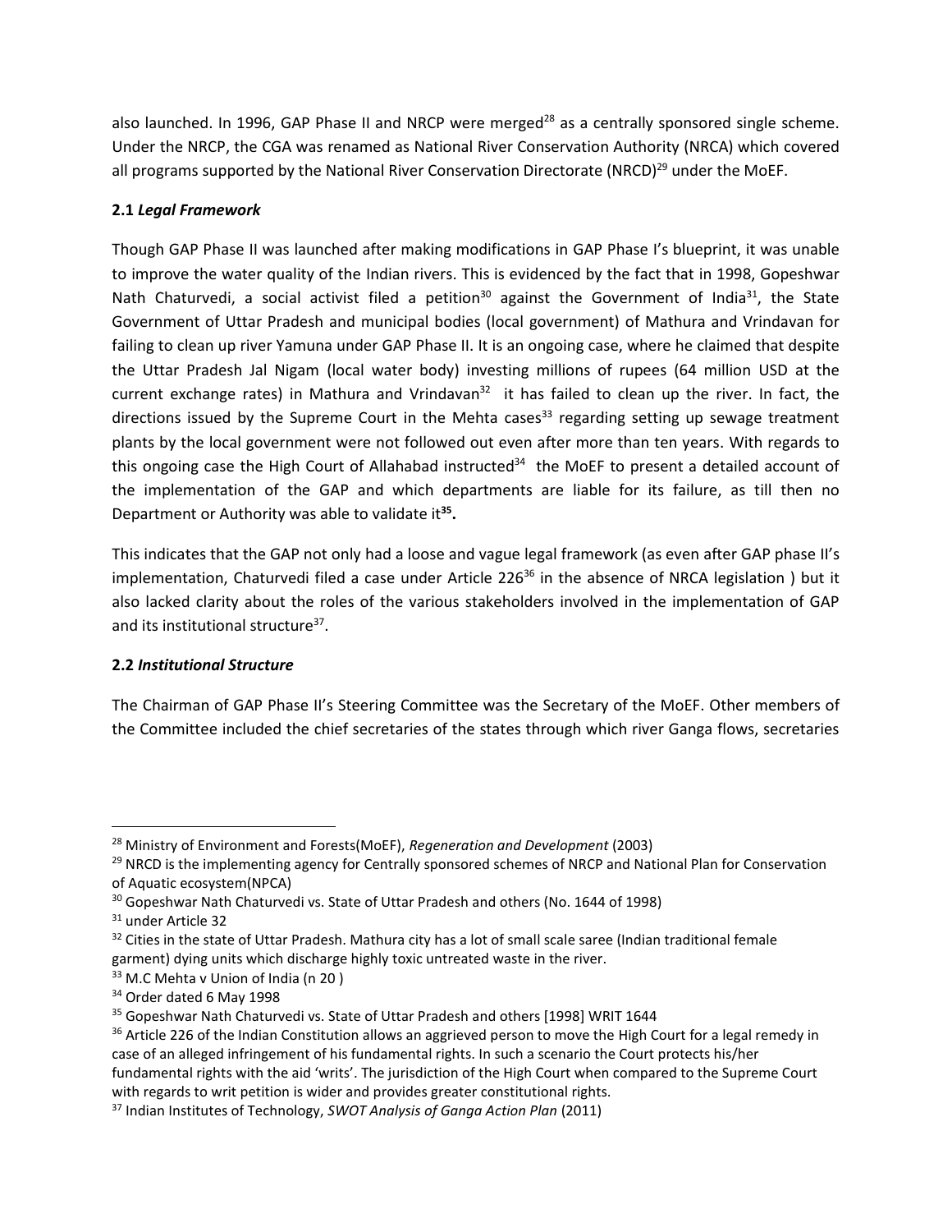also launched. In 1996, GAP Phase II and NRCP were merged[28] as a centrally sponsored single scheme. Under the NRCP, the CGA was renamed as National River Conservation Authority (NRCA) which covered all programs supported by the National River Conservation Directorate (NRCD)[29] under the MoEF.

### 2.1 *Legal Framework*

Though GAP Phase II was launched after making modifications in GAP Phase I's blueprint, it was unable to improve the water quality of the Indian rivers. This is evidenced by the fact that in 1998, Gopeshwar Nath Chaturvedi, a social activist filed a petition[30] against the Government of India[31], the State Government of Uttar Pradesh and municipal bodies (local government) of Mathura and Vrindavan for failing to clean up river Yamuna under GAP Phase II. It is an ongoing case, where he claimed that despite the Uttar Pradesh Jal Nigam (local water body) investing millions of rupees (64 million USD at the current exchange rates) in Mathura and Vrindavan[32] it has failed to clean up the river. In fact, the directions issued by the Supreme Court in the Mehta cases[33] regarding setting up sewage treatment plants by the local government were not followed out even after more than ten years. With regards to this ongoing case the High Court of Allahabad instructed[34] the MoEF to present a detailed account of the implementation of the GAP and which departments are liable for its failure, as till then no Department or Authority was able to validate it[35].

This indicates that the GAP not only had a loose and vague legal framework (as even after GAP phase II's implementation, Chaturvedi filed a case under Article 226[36] in the absence of NRCA legislation ) but it also lacked clarity about the roles of the various stakeholders involved in the implementation of GAP and its institutional structure[37].

### 2.2 *Institutional Structure*

The Chairman of GAP Phase II's Steering Committee was the Secretary of the MoEF. Other members of the Committee included the chief secretaries of the states through which river Ganga flows, secretaries

---

[28] Ministry of Environment and Forests(MoEF), *Regeneration and Development* (2003)

[29] NRCD is the implementing agency for Centrally sponsored schemes of NRCP and National Plan for Conservation of Aquatic ecosystem(NPCA)

[30] Gopeshwar Nath Chaturvedi vs. State of Uttar Pradesh and others (No. 1644 of 1998)

[31] under Article 32

[32] Cities in the state of Uttar Pradesh. Mathura city has a lot of small scale saree (Indian traditional female garment) dying units which discharge highly toxic untreated waste in the river.

[33] M.C Mehta v Union of India (n 20 )

[34] Order dated 6 May 1998

[35] Gopeshwar Nath Chaturvedi vs. State of Uttar Pradesh and others [1998] WRIT 1644

[36] Article 226 of the Indian Constitution allows an aggrieved person to move the High Court for a legal remedy in case of an alleged infringement of his fundamental rights. In such a scenario the Court protects his/her fundamental rights with the aid 'writs'. The jurisdiction of the High Court when compared to the Supreme Court with regards to writ petition is wider and provides greater constitutional rights.

[37] Indian Institutes of Technology, *SWOT Analysis of Ganga Action Plan* (2011)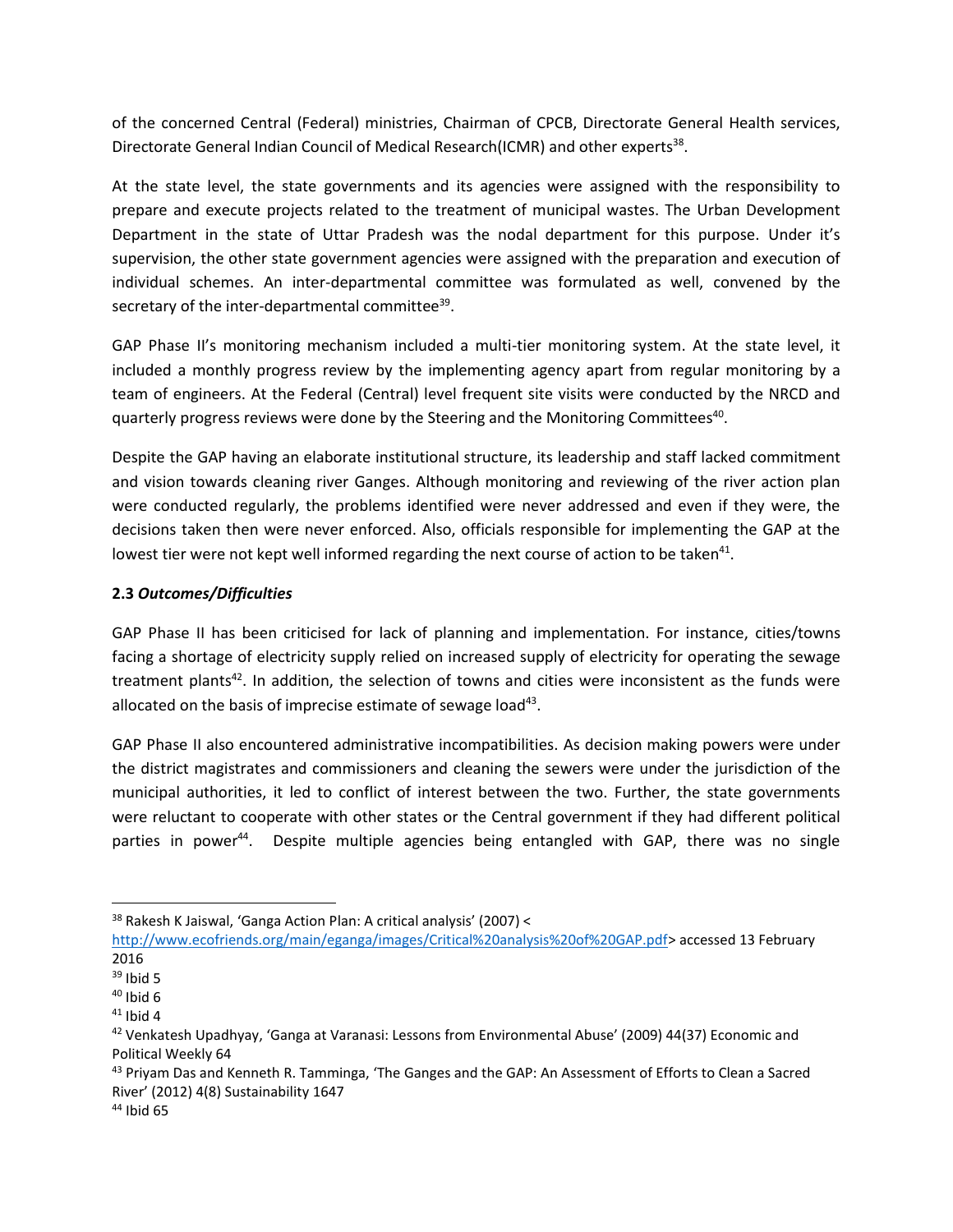of the concerned Central (Federal) ministries, Chairman of CPCB, Directorate General Health services, Directorate General Indian Council of Medical Research(ICMR) and other experts[38].

At the state level, the state governments and its agencies were assigned with the responsibility to prepare and execute projects related to the treatment of municipal wastes. The Urban Development Department in the state of Uttar Pradesh was the nodal department for this purpose. Under it's supervision, the other state government agencies were assigned with the preparation and execution of individual schemes. An inter-departmental committee was formulated as well, convened by the secretary of the inter-departmental committee[39].

GAP Phase II's monitoring mechanism included a multi-tier monitoring system. At the state level, it included a monthly progress review by the implementing agency apart from regular monitoring by a team of engineers. At the Federal (Central) level frequent site visits were conducted by the NRCD and quarterly progress reviews were done by the Steering and the Monitoring Committees[40].

Despite the GAP having an elaborate institutional structure, its leadership and staff lacked commitment and vision towards cleaning river Ganges. Although monitoring and reviewing of the river action plan were conducted regularly, the problems identified were never addressed and even if they were, the decisions taken then were never enforced. Also, officials responsible for implementing the GAP at the lowest tier were not kept well informed regarding the next course of action to be taken[41].

### 2.3 *Outcomes/Difficulties*

GAP Phase II has been criticised for lack of planning and implementation. For instance, cities/towns facing a shortage of electricity supply relied on increased supply of electricity for operating the sewage treatment plants[42]. In addition, the selection of towns and cities were inconsistent as the funds were allocated on the basis of imprecise estimate of sewage load[43].

GAP Phase II also encountered administrative incompatibilities. As decision making powers were under the district magistrates and commissioners and cleaning the sewers were under the jurisdiction of the municipal authorities, it led to conflict of interest between the two. Further, the state governments were reluctant to cooperate with other states or the Central government if they had different political parties in power[44]. Despite multiple agencies being entangled with GAP, there was no single

---

[38] Rakesh K Jaiswal, 'Ganga Action Plan: A critical analysis' (2007) <http://www.ecofriends.org/main/eganga/images/Critical%20analysis%20of%20GAP.pdf> accessed 13 February 2016

[39] Ibid 5

[40] Ibid 6

[41] Ibid 4

[42] Venkatesh Upadhyay, 'Ganga at Varanasi: Lessons from Environmental Abuse' (2009) 44(37) Economic and Political Weekly 64

[43] Priyam Das and Kenneth R. Tamminga, 'The Ganges and the GAP: An Assessment of Efforts to Clean a Sacred River' (2012) 4(8) Sustainability 1647

[44] Ibid 65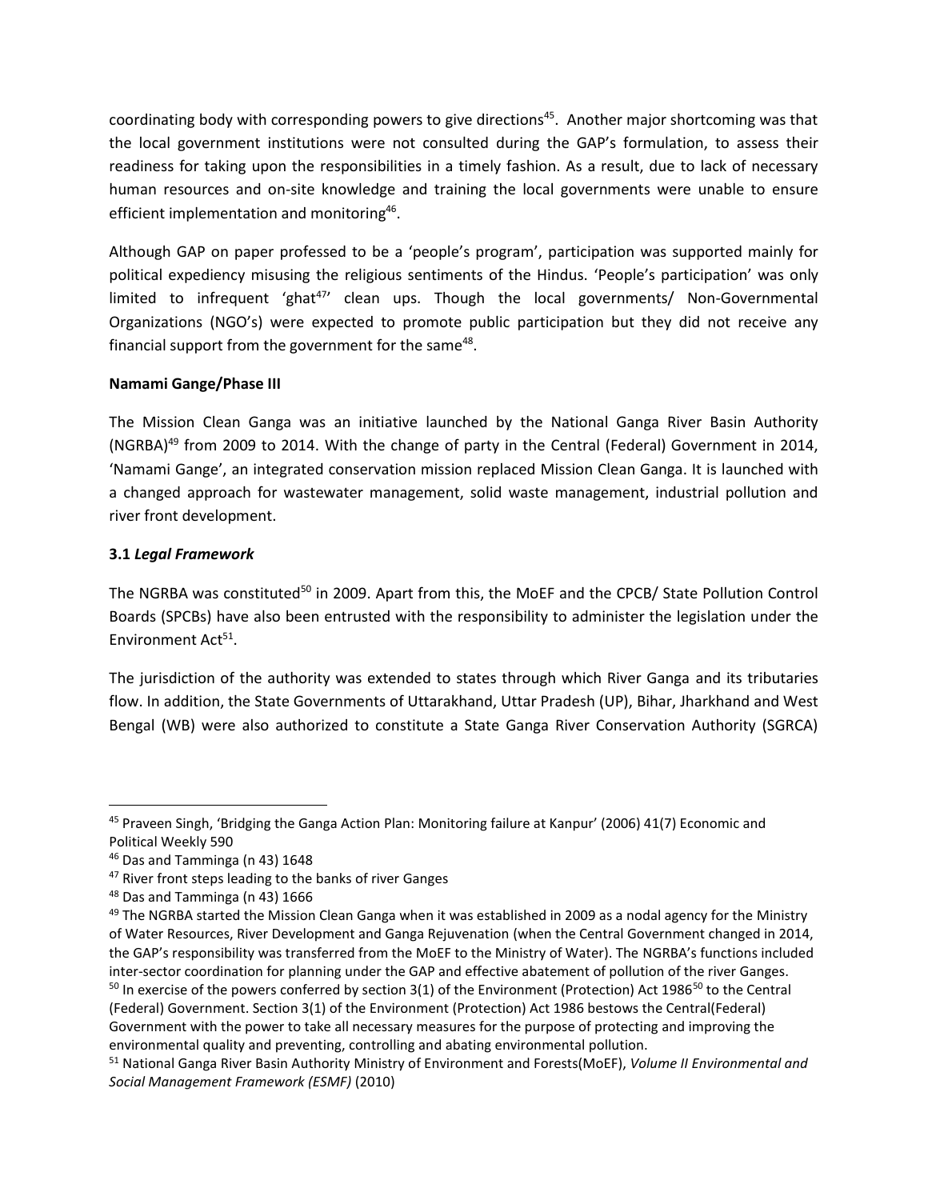coordinating body with corresponding powers to give directions[45]. Another major shortcoming was that the local government institutions were not consulted during the GAP's formulation, to assess their readiness for taking upon the responsibilities in a timely fashion. As a result, due to lack of necessary human resources and on-site knowledge and training the local governments were unable to ensure efficient implementation and monitoring[46].

Although GAP on paper professed to be a 'people's program', participation was supported mainly for political expediency misusing the religious sentiments of the Hindus. 'People's participation' was only limited to infrequent 'ghat[47]' clean ups. Though the local governments/ Non-Governmental Organizations (NGO's) were expected to promote public participation but they did not receive any financial support from the government for the same[48].

**Namami Gange/Phase III**

The Mission Clean Ganga was an initiative launched by the National Ganga River Basin Authority (NGRBA)[49] from 2009 to 2014. With the change of party in the Central (Federal) Government in 2014, 'Namami Gange', an integrated conservation mission replaced Mission Clean Ganga. It is launched with a changed approach for wastewater management, solid waste management, industrial pollution and river front development.

**3.1** ***Legal Framework***

The NGRBA was constituted[50] in 2009. Apart from this, the MoEF and the CPCB/ State Pollution Control Boards (SPCBs) have also been entrusted with the responsibility to administer the legislation under the Environment Act[51].

The jurisdiction of the authority was extended to states through which River Ganga and its tributaries flow. In addition, the State Governments of Uttarakhand, Uttar Pradesh (UP), Bihar, Jharkhand and West Bengal (WB) were also authorized to constitute a State Ganga River Conservation Authority (SGRCA)

---

[45] Praveen Singh, 'Bridging the Ganga Action Plan: Monitoring failure at Kanpur' (2006) 41(7) Economic and Political Weekly 590

[46] Das and Tamminga (n 43) 1648

[47] River front steps leading to the banks of river Ganges

[48] Das and Tamminga (n 43) 1666

[49] The NGRBA started the Mission Clean Ganga when it was established in 2009 as a nodal agency for the Ministry of Water Resources, River Development and Ganga Rejuvenation (when the Central Government changed in 2014, the GAP's responsibility was transferred from the MoEF to the Ministry of Water). The NGRBA's functions included inter-sector coordination for planning under the GAP and effective abatement of pollution of the river Ganges.

[50] In exercise of the powers conferred by section 3(1) of the Environment (Protection) Act 1986[50] to the Central (Federal) Government. Section 3(1) of the Environment (Protection) Act 1986 bestows the Central(Federal) Government with the power to take all necessary measures for the purpose of protecting and improving the environmental quality and preventing, controlling and abating environmental pollution.

[51] National Ganga River Basin Authority Ministry of Environment and Forests(MoEF), *Volume II Environmental and Social Management Framework (ESMF)* (2010)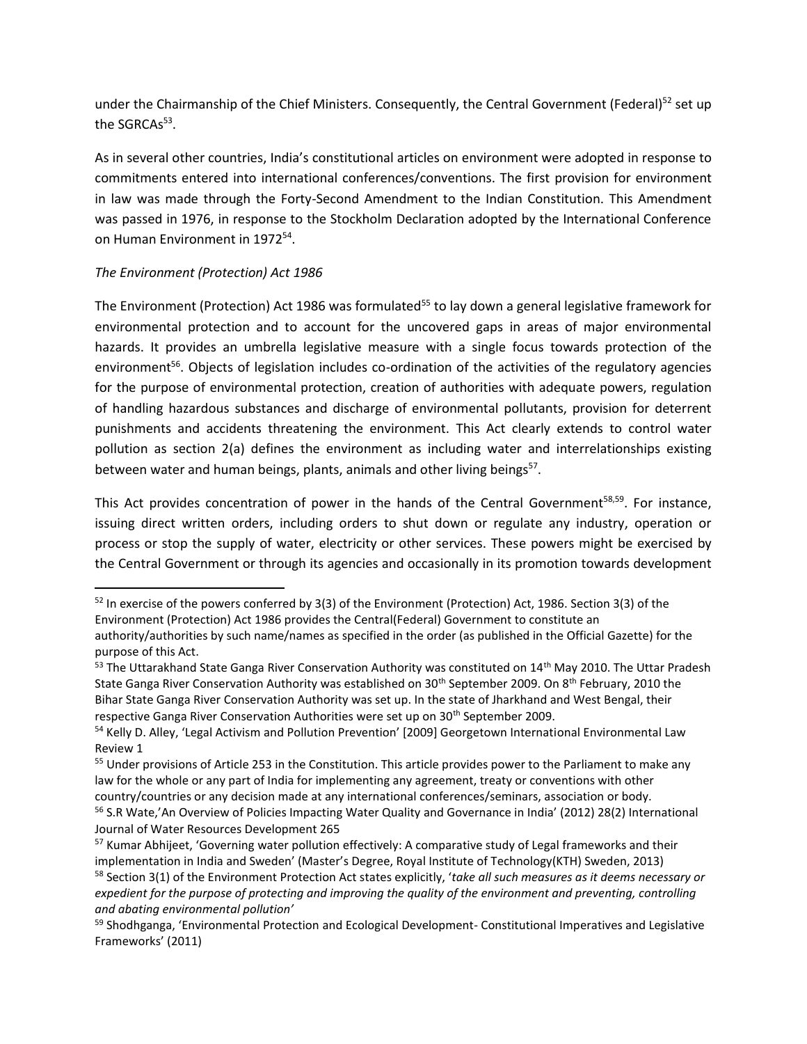under the Chairmanship of the Chief Ministers. Consequently, the Central Government (Federal)[52] set up the SGRCAs[53].

As in several other countries, India's constitutional articles on environment were adopted in response to commitments entered into international conferences/conventions. The first provision for environment in law was made through the Forty-Second Amendment to the Indian Constitution. This Amendment was passed in 1976, in response to the Stockholm Declaration adopted by the International Conference on Human Environment in 1972[54].

*The Environment (Protection) Act 1986*

The Environment (Protection) Act 1986 was formulated[55] to lay down a general legislative framework for environmental protection and to account for the uncovered gaps in areas of major environmental hazards. It provides an umbrella legislative measure with a single focus towards protection of the environment[56]. Objects of legislation includes co-ordination of the activities of the regulatory agencies for the purpose of environmental protection, creation of authorities with adequate powers, regulation of handling hazardous substances and discharge of environmental pollutants, provision for deterrent punishments and accidents threatening the environment. This Act clearly extends to control water pollution as section 2(a) defines the environment as including water and interrelationships existing between water and human beings, plants, animals and other living beings[57].

This Act provides concentration of power in the hands of the Central Government[58,59]. For instance, issuing direct written orders, including orders to shut down or regulate any industry, operation or process or stop the supply of water, electricity or other services. These powers might be exercised by the Central Government or through its agencies and occasionally in its promotion towards development

---

[52] In exercise of the powers conferred by 3(3) of the Environment (Protection) Act, 1986. Section 3(3) of the Environment (Protection) Act 1986 provides the Central(Federal) Government to constitute an authority/authorities by such name/names as specified in the order (as published in the Official Gazette) for the purpose of this Act.

[53] The Uttarakhand State Ganga River Conservation Authority was constituted on 14th May 2010. The Uttar Pradesh State Ganga River Conservation Authority was established on 30th September 2009. On 8th February, 2010 the Bihar State Ganga River Conservation Authority was set up. In the state of Jharkhand and West Bengal, their respective Ganga River Conservation Authorities were set up on 30th September 2009.

[54] Kelly D. Alley, 'Legal Activism and Pollution Prevention' [2009] Georgetown International Environmental Law Review 1

[55] Under provisions of Article 253 in the Constitution. This article provides power to the Parliament to make any law for the whole or any part of India for implementing any agreement, treaty or conventions with other country/countries or any decision made at any international conferences/seminars, association or body.

[56] S.R Wate,'An Overview of Policies Impacting Water Quality and Governance in India' (2012) 28(2) International Journal of Water Resources Development 265

[57] Kumar Abhijeet, 'Governing water pollution effectively: A comparative study of Legal frameworks and their implementation in India and Sweden' (Master's Degree, Royal Institute of Technology(KTH) Sweden, 2013)

[58] Section 3(1) of the Environment Protection Act states explicitly, '*take all such measures as it deems necessary or expedient for the purpose of protecting and improving the quality of the environment and preventing, controlling and abating environmental pollution'*

[59] Shodhganga, 'Environmental Protection and Ecological Development- Constitutional Imperatives and Legislative Frameworks' (2011)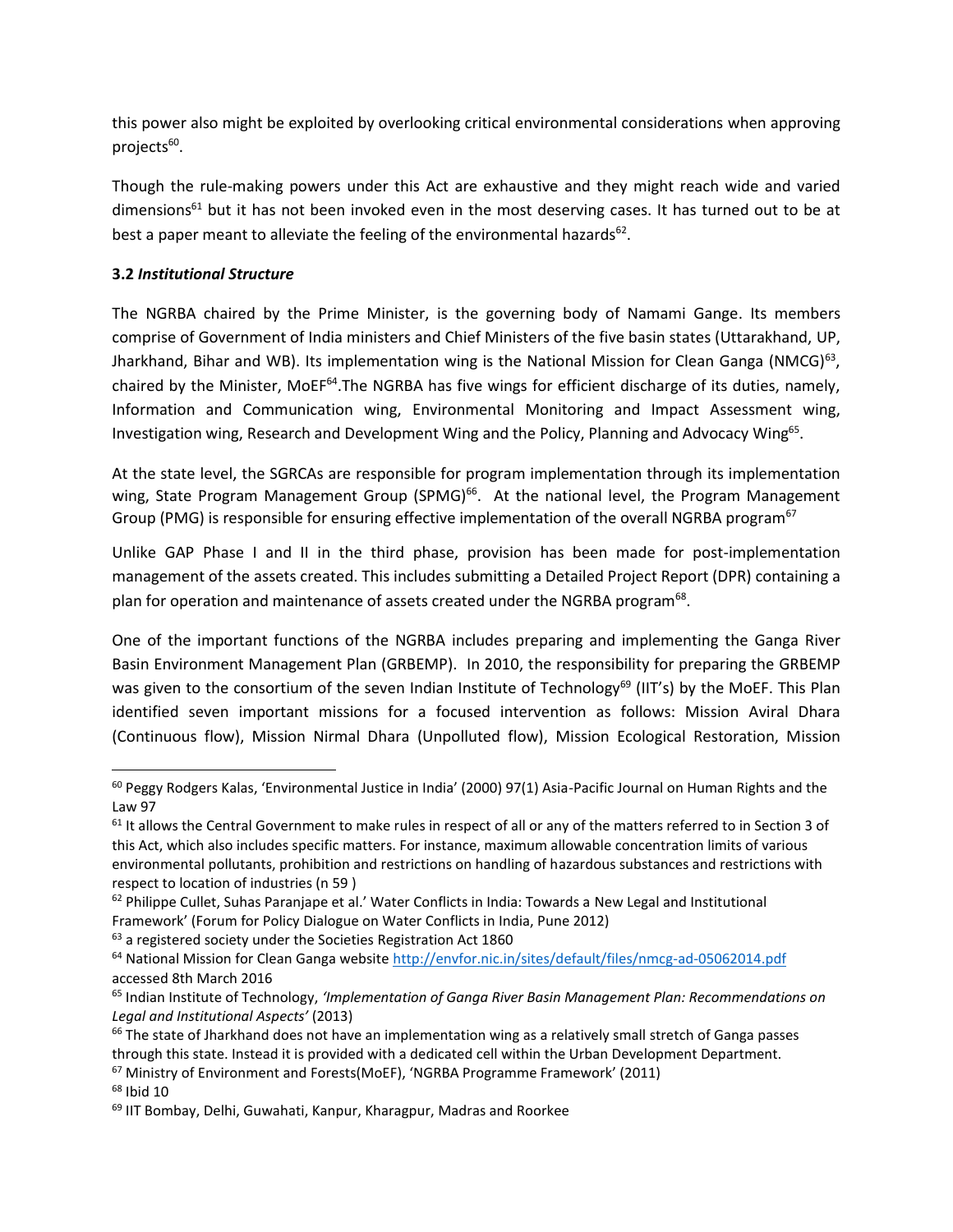this power also might be exploited by overlooking critical environmental considerations when approving projects[60].

Though the rule-making powers under this Act are exhaustive and they might reach wide and varied dimensions[61] but it has not been invoked even in the most deserving cases. It has turned out to be at best a paper meant to alleviate the feeling of the environmental hazards[62].

**3.2 *Institutional Structure***

The NGRBA chaired by the Prime Minister, is the governing body of Namami Gange. Its members comprise of Government of India ministers and Chief Ministers of the five basin states (Uttarakhand, UP, Jharkhand, Bihar and WB). Its implementation wing is the National Mission for Clean Ganga (NMCG)[63], chaired by the Minister, MoEF[64].The NGRBA has five wings for efficient discharge of its duties, namely, Information and Communication wing, Environmental Monitoring and Impact Assessment wing, Investigation wing, Research and Development Wing and the Policy, Planning and Advocacy Wing[65].

At the state level, the SGRCAs are responsible for program implementation through its implementation wing, State Program Management Group (SPMG)[66]. At the national level, the Program Management Group (PMG) is responsible for ensuring effective implementation of the overall NGRBA program[67]

Unlike GAP Phase I and II in the third phase, provision has been made for post-implementation management of the assets created. This includes submitting a Detailed Project Report (DPR) containing a plan for operation and maintenance of assets created under the NGRBA program[68].

One of the important functions of the NGRBA includes preparing and implementing the Ganga River Basin Environment Management Plan (GRBEMP). In 2010, the responsibility for preparing the GRBEMP was given to the consortium of the seven Indian Institute of Technology[69] (IIT's) by the MoEF. This Plan identified seven important missions for a focused intervention as follows: Mission Aviral Dhara (Continuous flow), Mission Nirmal Dhara (Unpolluted flow), Mission Ecological Restoration, Mission

---

[60] Peggy Rodgers Kalas, 'Environmental Justice in India' (2000) 97(1) Asia-Pacific Journal on Human Rights and the Law 97

[61] It allows the Central Government to make rules in respect of all or any of the matters referred to in Section 3 of this Act, which also includes specific matters. For instance, maximum allowable concentration limits of various environmental pollutants, prohibition and restrictions on handling of hazardous substances and restrictions with respect to location of industries (n 59 )

[62] Philippe Cullet, Suhas Paranjape et al.' Water Conflicts in India: Towards a New Legal and Institutional Framework' (Forum for Policy Dialogue on Water Conflicts in India, Pune 2012)

[63] a registered society under the Societies Registration Act 1860

[64] National Mission for Clean Ganga website http://envfor.nic.in/sites/default/files/nmcg-ad-05062014.pdf accessed 8th March 2016

[65] Indian Institute of Technology, *'Implementation of Ganga River Basin Management Plan: Recommendations on Legal and Institutional Aspects'* (2013)

[66] The state of Jharkhand does not have an implementation wing as a relatively small stretch of Ganga passes through this state. Instead it is provided with a dedicated cell within the Urban Development Department.

[67] Ministry of Environment and Forests(MoEF), 'NGRBA Programme Framework' (2011)

[68] Ibid 10

[69] IIT Bombay, Delhi, Guwahati, Kanpur, Kharagpur, Madras and Roorkee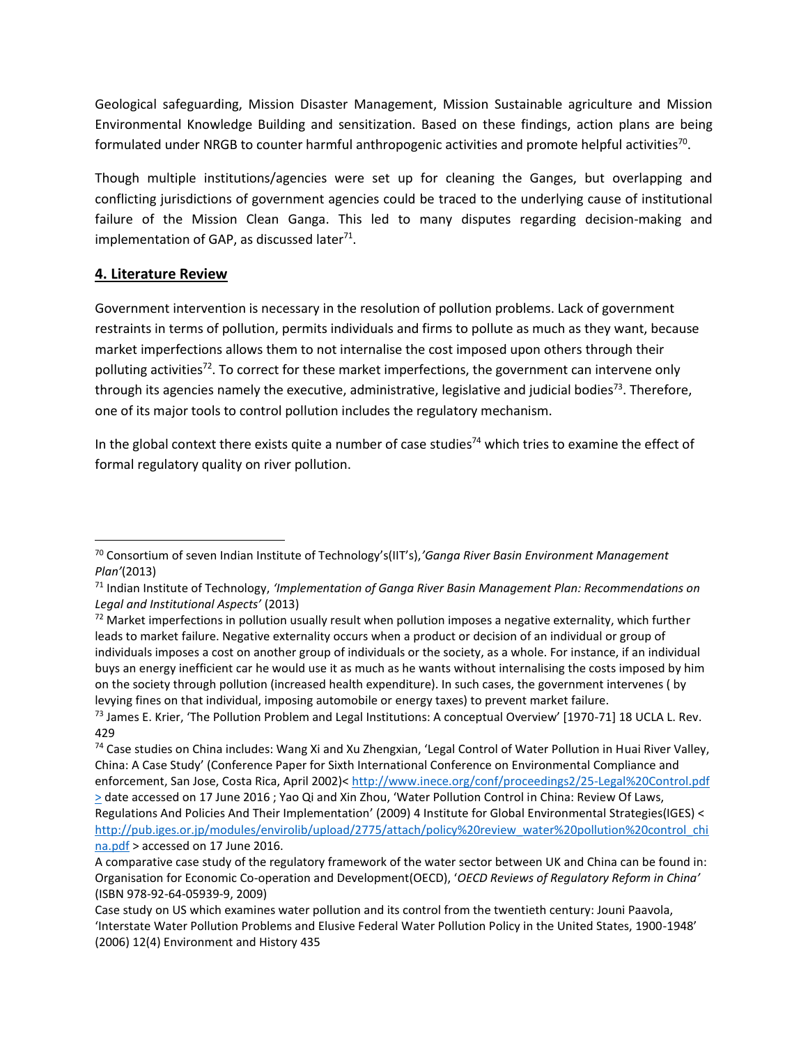Geological safeguarding, Mission Disaster Management, Mission Sustainable agriculture and Mission Environmental Knowledge Building and sensitization. Based on these findings, action plans are being formulated under NRGB to counter harmful anthropogenic activities and promote helpful activities[70].

Though multiple institutions/agencies were set up for cleaning the Ganges, but overlapping and conflicting jurisdictions of government agencies could be traced to the underlying cause of institutional failure of the Mission Clean Ganga. This led to many disputes regarding decision-making and implementation of GAP, as discussed later[71].

## 4. Literature Review

Government intervention is necessary in the resolution of pollution problems. Lack of government restraints in terms of pollution, permits individuals and firms to pollute as much as they want, because market imperfections allows them to not internalise the cost imposed upon others through their polluting activities[72]. To correct for these market imperfections, the government can intervene only through its agencies namely the executive, administrative, legislative and judicial bodies[73]. Therefore, one of its major tools to control pollution includes the regulatory mechanism.

In the global context there exists quite a number of case studies[74] which tries to examine the effect of formal regulatory quality on river pollution.

---

[70] Consortium of seven Indian Institute of Technology's(IIT's),*'Ganga River Basin Environment Management Plan'*(2013)

[71] Indian Institute of Technology, *'Implementation of Ganga River Basin Management Plan: Recommendations on Legal and Institutional Aspects'* (2013)

[72] Market imperfections in pollution usually result when pollution imposes a negative externality, which further leads to market failure. Negative externality occurs when a product or decision of an individual or group of individuals imposes a cost on another group of individuals or the society, as a whole. For instance, if an individual buys an energy inefficient car he would use it as much as he wants without internalising the costs imposed by him on the society through pollution (increased health expenditure). In such cases, the government intervenes ( by levying fines on that individual, imposing automobile or energy taxes) to prevent market failure.

[73] James E. Krier, 'The Pollution Problem and Legal Institutions: A conceptual Overview' [1970-71] 18 UCLA L. Rev. 429

[74] Case studies on China includes: Wang Xi and Xu Zhengxian, 'Legal Control of Water Pollution in Huai River Valley, China: A Case Study' (Conference Paper for Sixth International Conference on Environmental Compliance and enforcement, San Jose, Costa Rica, April 2002)< http://www.inece.org/conf/proceedings2/25-Legal%20Control.pdf > date accessed on 17 June 2016 ; Yao Qi and Xin Zhou, 'Water Pollution Control in China: Review Of Laws, Regulations And Policies And Their Implementation' (2009) 4 Institute for Global Environmental Strategies(IGES) < http://pub.iges.or.jp/modules/envirolib/upload/2775/attach/policy%20review_water%20pollution%20control_china.pdf > accessed on 17 June 2016.

A comparative case study of the regulatory framework of the water sector between UK and China can be found in: Organisation for Economic Co-operation and Development(OECD), '*OECD Reviews of Regulatory Reform in China'* (ISBN 978-92-64-05939-9, 2009)

Case study on US which examines water pollution and its control from the twentieth century: Jouni Paavola, 'Interstate Water Pollution Problems and Elusive Federal Water Pollution Policy in the United States, 1900-1948' (2006) 12(4) Environment and History 435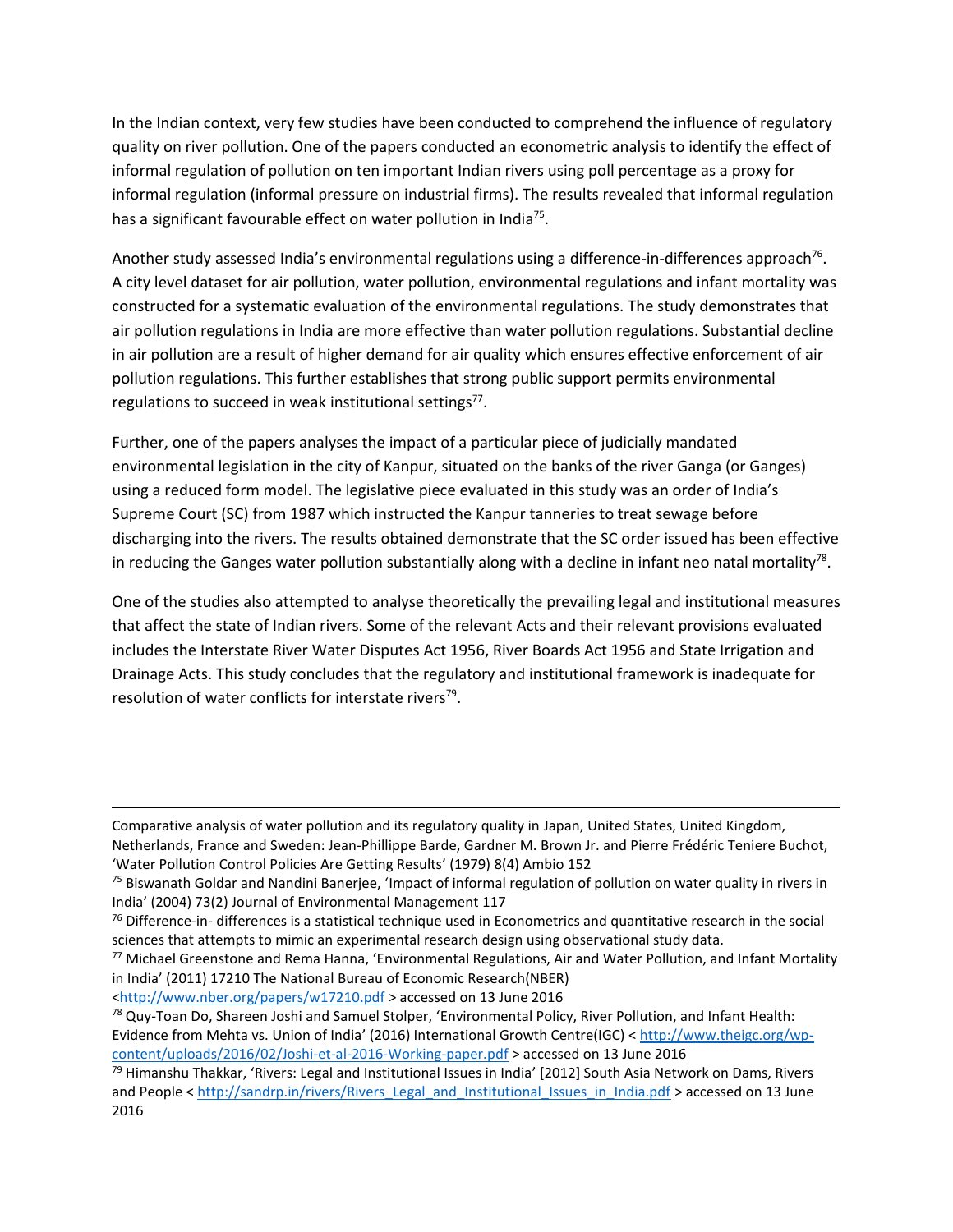In the Indian context, very few studies have been conducted to comprehend the influence of regulatory quality on river pollution. One of the papers conducted an econometric analysis to identify the effect of informal regulation of pollution on ten important Indian rivers using poll percentage as a proxy for informal regulation (informal pressure on industrial firms). The results revealed that informal regulation has a significant favourable effect on water pollution in India[75].

Another study assessed India's environmental regulations using a difference-in-differences approach[76]. A city level dataset for air pollution, water pollution, environmental regulations and infant mortality was constructed for a systematic evaluation of the environmental regulations. The study demonstrates that air pollution regulations in India are more effective than water pollution regulations. Substantial decline in air pollution are a result of higher demand for air quality which ensures effective enforcement of air pollution regulations. This further establishes that strong public support permits environmental regulations to succeed in weak institutional settings[77].

Further, one of the papers analyses the impact of a particular piece of judicially mandated environmental legislation in the city of Kanpur, situated on the banks of the river Ganga (or Ganges) using a reduced form model. The legislative piece evaluated in this study was an order of India's Supreme Court (SC) from 1987 which instructed the Kanpur tanneries to treat sewage before discharging into the rivers. The results obtained demonstrate that the SC order issued has been effective in reducing the Ganges water pollution substantially along with a decline in infant neo natal mortality[78].

One of the studies also attempted to analyse theoretically the prevailing legal and institutional measures that affect the state of Indian rivers. Some of the relevant Acts and their relevant provisions evaluated includes the Interstate River Water Disputes Act 1956, River Boards Act 1956 and State Irrigation and Drainage Acts. This study concludes that the regulatory and institutional framework is inadequate for resolution of water conflicts for interstate rivers[79].

---

Comparative analysis of water pollution and its regulatory quality in Japan, United States, United Kingdom, Netherlands, France and Sweden: Jean-Phillippe Barde, Gardner M. Brown Jr. and Pierre Frédéric Teniere Buchot, 'Water Pollution Control Policies Are Getting Results' (1979) 8(4) Ambio 152

[75] Biswanath Goldar and Nandini Banerjee, 'Impact of informal regulation of pollution on water quality in rivers in India' (2004) 73(2) Journal of Environmental Management 117

[76] Difference-in- differences is a statistical technique used in Econometrics and quantitative research in the social sciences that attempts to mimic an experimental research design using observational study data.

[77] Michael Greenstone and Rema Hanna, 'Environmental Regulations, Air and Water Pollution, and Infant Mortality in India' (2011) 17210 The National Bureau of Economic Research(NBER) <http://www.nber.org/papers/w17210.pdf > accessed on 13 June 2016

[78] Quy-Toan Do, Shareen Joshi and Samuel Stolper, 'Environmental Policy, River Pollution, and Infant Health: Evidence from Mehta vs. Union of India' (2016) International Growth Centre(IGC) < http://www.theigc.org/wp-content/uploads/2016/02/Joshi-et-al-2016-Working-paper.pdf > accessed on 13 June 2016

[79] Himanshu Thakkar, 'Rivers: Legal and Institutional Issues in India' [2012] South Asia Network on Dams, Rivers and People < http://sandrp.in/rivers/Rivers_Legal_and_Institutional_Issues_in_India.pdf > accessed on 13 June 2016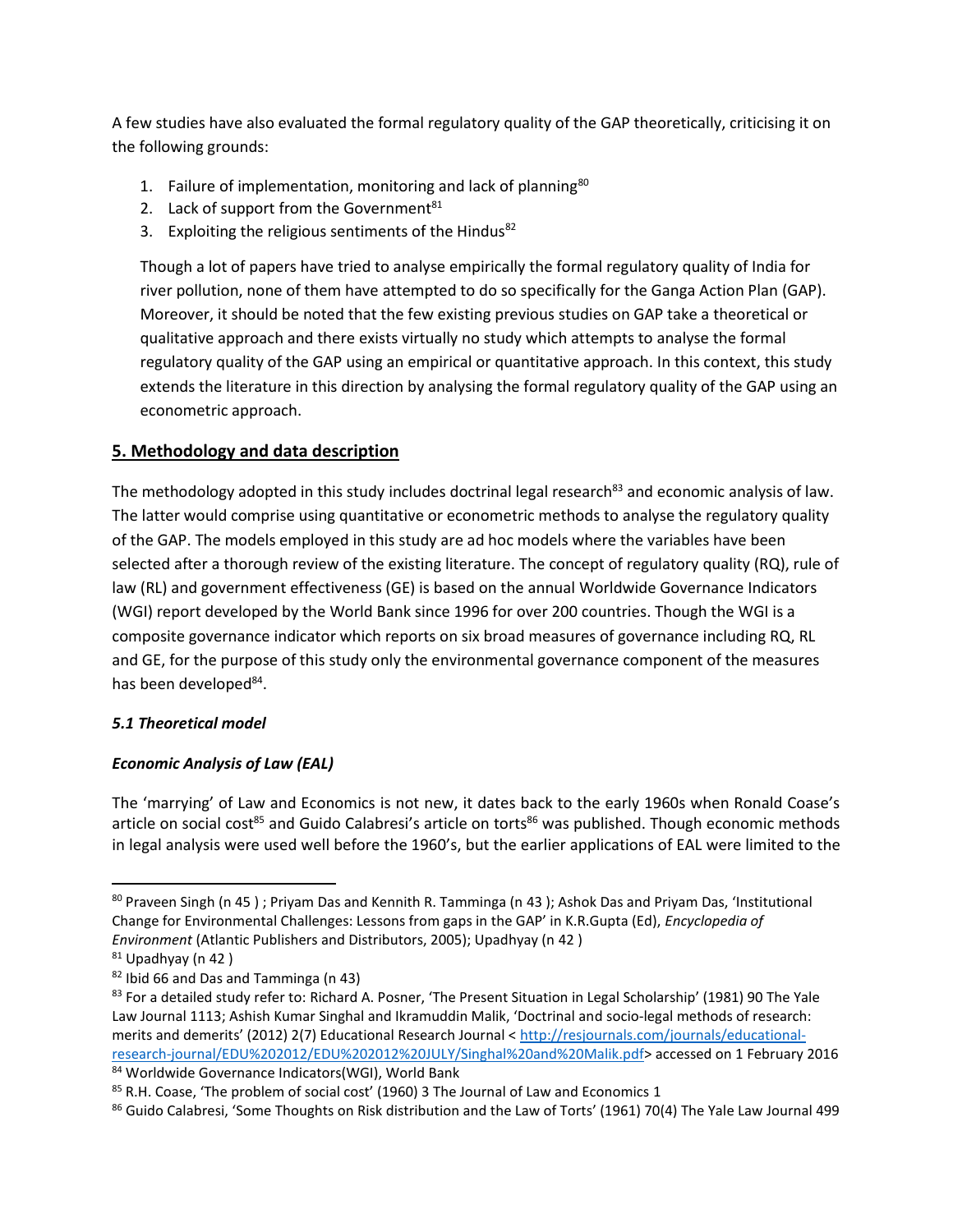A few studies have also evaluated the formal regulatory quality of the GAP theoretically, criticising it on the following grounds:

1. Failure of implementation, monitoring and lack of planning[80]
2. Lack of support from the Government[81]
3. Exploiting the religious sentiments of the Hindus[82]

Though a lot of papers have tried to analyse empirically the formal regulatory quality of India for river pollution, none of them have attempted to do so specifically for the Ganga Action Plan (GAP). Moreover, it should be noted that the few existing previous studies on GAP take a theoretical or qualitative approach and there exists virtually no study which attempts to analyse the formal regulatory quality of the GAP using an empirical or quantitative approach. In this context, this study extends the literature in this direction by analysing the formal regulatory quality of the GAP using an econometric approach.

## 5. Methodology and data description

The methodology adopted in this study includes doctrinal legal research[83] and economic analysis of law. The latter would comprise using quantitative or econometric methods to analyse the regulatory quality of the GAP. The models employed in this study are ad hoc models where the variables have been selected after a thorough review of the existing literature. The concept of regulatory quality (RQ), rule of law (RL) and government effectiveness (GE) is based on the annual Worldwide Governance Indicators (WGI) report developed by the World Bank since 1996 for over 200 countries. Though the WGI is a composite governance indicator which reports on six broad measures of governance including RQ, RL and GE, for the purpose of this study only the environmental governance component of the measures has been developed[84].

### *5.1 Theoretical model*

#### *Economic Analysis of Law (EAL)*

The 'marrying' of Law and Economics is not new, it dates back to the early 1960s when Ronald Coase's article on social cost[85] and Guido Calabresi's article on torts[86] was published. Though economic methods in legal analysis were used well before the 1960's, but the earlier applications of EAL were limited to the

---

[80] Praveen Singh (n 45 ) ; Priyam Das and Kennith R. Tamminga (n 43 ); Ashok Das and Priyam Das, 'Institutional Change for Environmental Challenges: Lessons from gaps in the GAP' in K.R.Gupta (Ed), *Encyclopedia of Environment* (Atlantic Publishers and Distributors, 2005); Upadhyay (n 42 )

[81] Upadhyay (n 42 )

[82] Ibid 66 and Das and Tamminga (n 43)

[83] For a detailed study refer to: Richard A. Posner, 'The Present Situation in Legal Scholarship' (1981) 90 The Yale Law Journal 1113; Ashish Kumar Singhal and Ikramuddin Malik, 'Doctrinal and socio-legal methods of research: merits and demerits' (2012) 2(7) Educational Research Journal < http://resjournals.com/journals/educational-research-journal/EDU%202012/EDU%202012%20JULY/Singhal%20and%20Malik.pdf> accessed on 1 February 2016

[84] Worldwide Governance Indicators(WGI), World Bank

[85] R.H. Coase, 'The problem of social cost' (1960) 3 The Journal of Law and Economics 1

[86] Guido Calabresi, 'Some Thoughts on Risk distribution and the Law of Torts' (1961) 70(4) The Yale Law Journal 499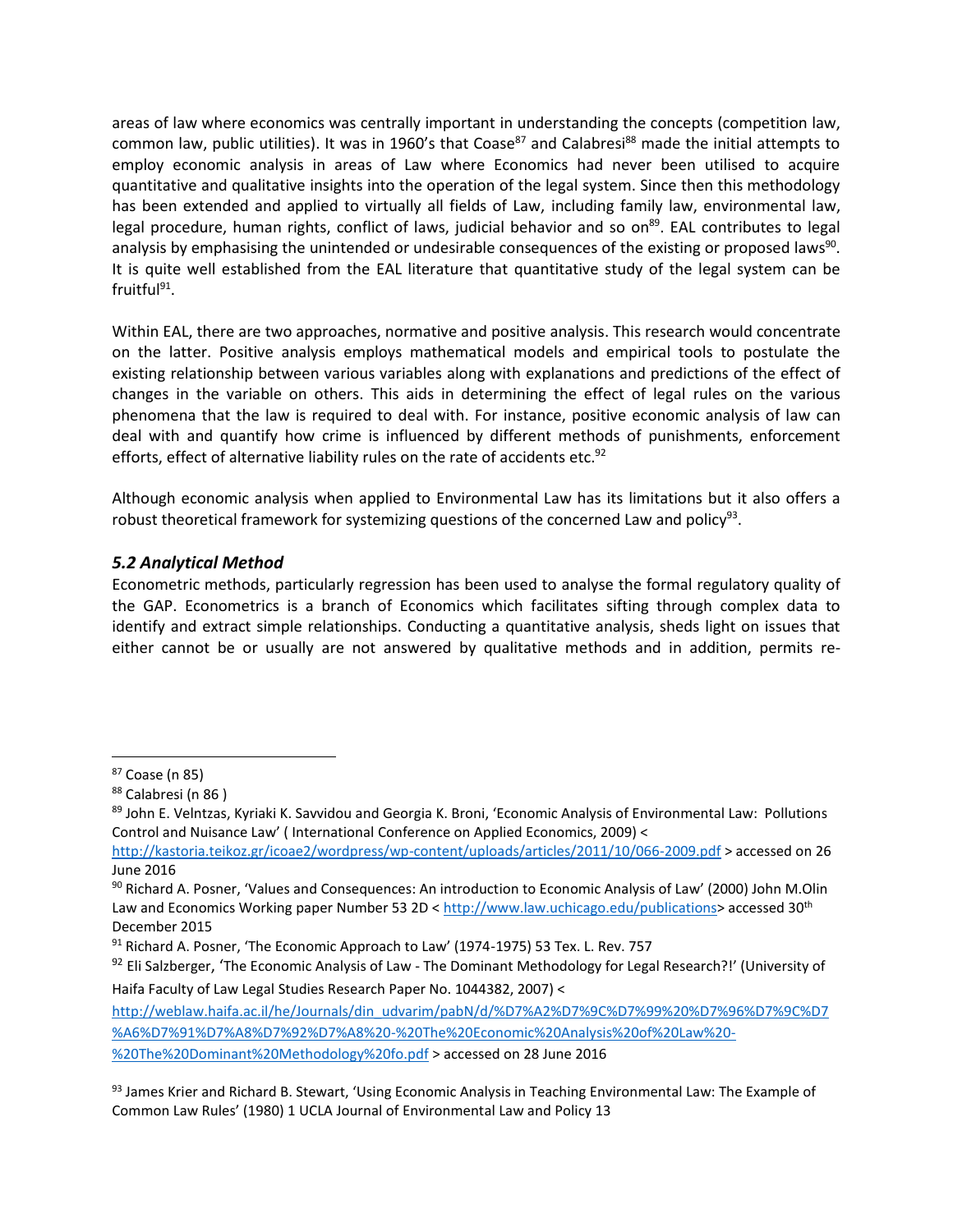areas of law where economics was centrally important in understanding the concepts (competition law, common law, public utilities). It was in 1960's that Coase[87] and Calabresi[88] made the initial attempts to employ economic analysis in areas of Law where Economics had never been utilised to acquire quantitative and qualitative insights into the operation of the legal system. Since then this methodology has been extended and applied to virtually all fields of Law, including family law, environmental law, legal procedure, human rights, conflict of laws, judicial behavior and so on[89]. EAL contributes to legal analysis by emphasising the unintended or undesirable consequences of the existing or proposed laws[90]. It is quite well established from the EAL literature that quantitative study of the legal system can be fruitful[91].

Within EAL, there are two approaches, normative and positive analysis. This research would concentrate on the latter. Positive analysis employs mathematical models and empirical tools to postulate the existing relationship between various variables along with explanations and predictions of the effect of changes in the variable on others. This aids in determining the effect of legal rules on the various phenomena that the law is required to deal with. For instance, positive economic analysis of law can deal with and quantify how crime is influenced by different methods of punishments, enforcement efforts, effect of alternative liability rules on the rate of accidents etc.[92]

Although economic analysis when applied to Environmental Law has its limitations but it also offers a robust theoretical framework for systemizing questions of the concerned Law and policy[93].

### *5.2 Analytical Method*

Econometric methods, particularly regression has been used to analyse the formal regulatory quality of the GAP. Econometrics is a branch of Economics which facilitates sifting through complex data to identify and extract simple relationships. Conducting a quantitative analysis, sheds light on issues that either cannot be or usually are not answered by qualitative methods and in addition, permits re-

---

[87] Coase (n 85)

[88] Calabresi (n 86 )

[89] John E. Velntzas, Kyriaki K. Savvidou and Georgia K. Broni, 'Economic Analysis of Environmental Law: Pollutions Control and Nuisance Law' ( International Conference on Applied Economics, 2009) < http://kastoria.teikoz.gr/icoae2/wordpress/wp-content/uploads/articles/2011/10/066-2009.pdf > accessed on 26 June 2016

[90] Richard A. Posner, 'Values and Consequences: An introduction to Economic Analysis of Law' (2000) John M.Olin Law and Economics Working paper Number 53 2D < http://www.law.uchicago.edu/publications> accessed 30th December 2015

[91] Richard A. Posner, 'The Economic Approach to Law' (1974-1975) 53 Tex. L. Rev. 757

[92] Eli Salzberger, 'The Economic Analysis of Law - The Dominant Methodology for Legal Research?!' (University of Haifa Faculty of Law Legal Studies Research Paper No. 1044382, 2007) < http://weblaw.haifa.ac.il/he/Journals/din_udvarim/pabN/d/%D7%A2%D7%9C%D7%99%20%D7%96%D7%9C%D7%A6%D7%91%D7%A8%D7%92%D7%A8%20-%20The%20Economic%20Analysis%20of%20Law%20-%20The%20Dominant%20Methodology%20fo.pdf > accessed on 28 June 2016

[93] James Krier and Richard B. Stewart, 'Using Economic Analysis in Teaching Environmental Law: The Example of Common Law Rules' (1980) 1 UCLA Journal of Environmental Law and Policy 13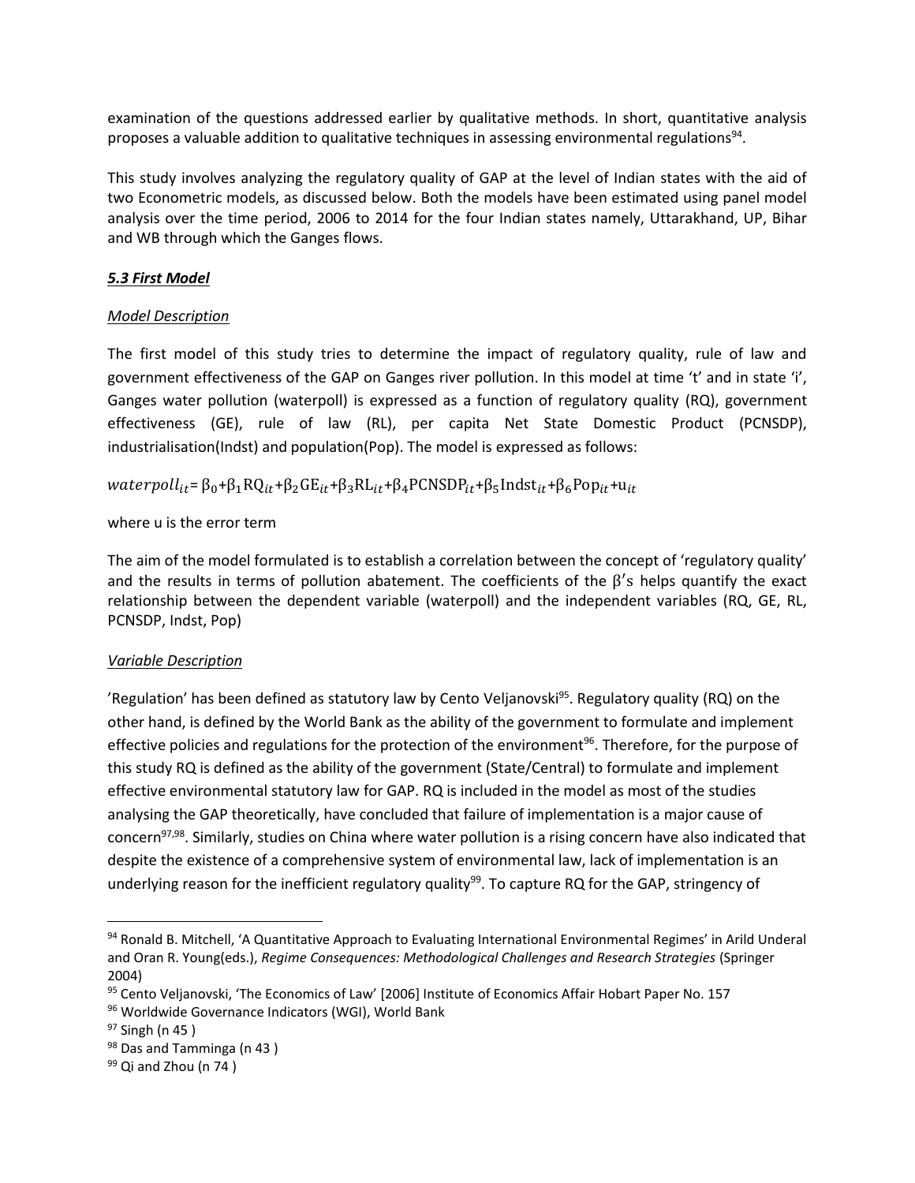examination of the questions addressed earlier by qualitative methods. In short, quantitative analysis proposes a valuable addition to qualitative techniques in assessing environmental regulations[94].

This study involves analyzing the regulatory quality of GAP at the level of Indian states with the aid of two Econometric models, as discussed below. Both the models have been estimated using panel model analysis over the time period, 2006 to 2014 for the four Indian states namely, Uttarakhand, UP, Bihar and WB through which the Ganges flows.

### ***5.3 First Model***

*Model Description*

The first model of this study tries to determine the impact of regulatory quality, rule of law and government effectiveness of the GAP on Ganges river pollution. In this model at time 't' and in state 'i', Ganges water pollution (waterpoll) is expressed as a function of regulatory quality (RQ), government effectiveness (GE), rule of law (RL), per capita Net State Domestic Product (PCNSDP), industrialisation(Indst) and population(Pop). The model is expressed as follows:

$$waterpoll_{it} = \beta_0 + \beta_1 \mathrm{RQ}_{it} + \beta_2 \mathrm{GE}_{it} + \beta_3 \mathrm{RL}_{it} + \beta_4 \mathrm{PCNSDP}_{it} + \beta_5 \mathrm{Indst}_{it} + \beta_6 \mathrm{Pop}_{it} + \mathrm{u}_{it}$$

where u is the error term

The aim of the model formulated is to establish a correlation between the concept of 'regulatory quality' and the results in terms of pollution abatement. The coefficients of the $\beta's$ helps quantify the exact relationship between the dependent variable (waterpoll) and the independent variables (RQ, GE, RL, PCNSDP, Indst, Pop)

*Variable Description*

'Regulation' has been defined as statutory law by Cento Veljanovski[95]. Regulatory quality (RQ) on the other hand, is defined by the World Bank as the ability of the government to formulate and implement effective policies and regulations for the protection of the environment[96]. Therefore, for the purpose of this study RQ is defined as the ability of the government (State/Central) to formulate and implement effective environmental statutory law for GAP. RQ is included in the model as most of the studies analysing the GAP theoretically, have concluded that failure of implementation is a major cause of concern[97,98]. Similarly, studies on China where water pollution is a rising concern have also indicated that despite the existence of a comprehensive system of environmental law, lack of implementation is an underlying reason for the inefficient regulatory quality[99]. To capture RQ for the GAP, stringency of

---

[94] Ronald B. Mitchell, 'A Quantitative Approach to Evaluating International Environmental Regimes' in Arild Underal and Oran R. Young(eds.), *Regime Consequences: Methodological Challenges and Research Strategies* (Springer 2004)

[95] Cento Veljanovski, 'The Economics of Law' [2006] Institute of Economics Affair Hobart Paper No. 157

[96] Worldwide Governance Indicators (WGI), World Bank

[97] Singh (n 45 )

[98] Das and Tamminga (n 43 )

[99] Qi and Zhou (n 74 )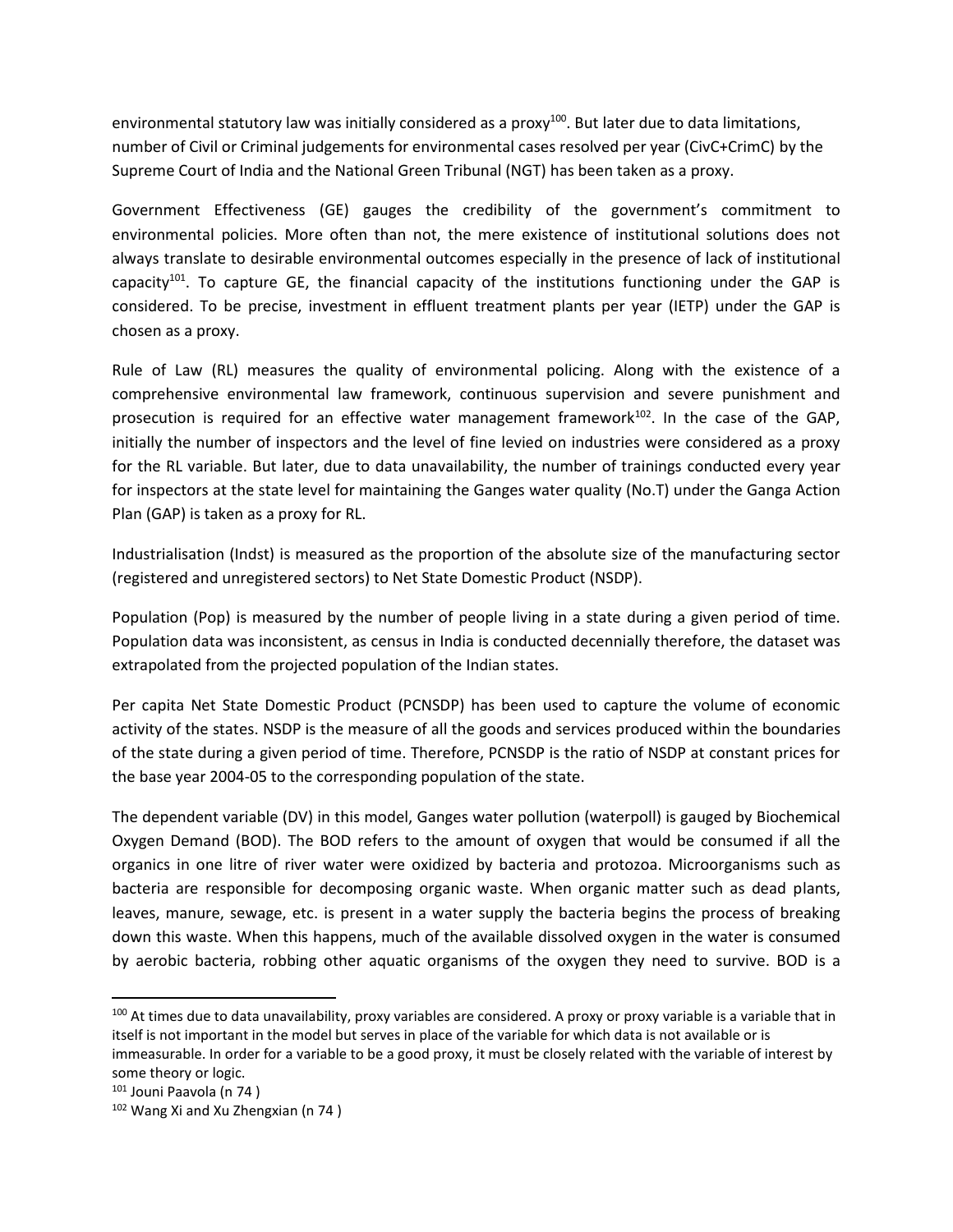environmental statutory law was initially considered as a proxy[100]. But later due to data limitations, number of Civil or Criminal judgements for environmental cases resolved per year (CivC+CrimC) by the Supreme Court of India and the National Green Tribunal (NGT) has been taken as a proxy.

Government Effectiveness (GE) gauges the credibility of the government's commitment to environmental policies. More often than not, the mere existence of institutional solutions does not always translate to desirable environmental outcomes especially in the presence of lack of institutional capacity[101]. To capture GE, the financial capacity of the institutions functioning under the GAP is considered. To be precise, investment in effluent treatment plants per year (IETP) under the GAP is chosen as a proxy.

Rule of Law (RL) measures the quality of environmental policing. Along with the existence of a comprehensive environmental law framework, continuous supervision and severe punishment and prosecution is required for an effective water management framework[102]. In the case of the GAP, initially the number of inspectors and the level of fine levied on industries were considered as a proxy for the RL variable. But later, due to data unavailability, the number of trainings conducted every year for inspectors at the state level for maintaining the Ganges water quality (No.T) under the Ganga Action Plan (GAP) is taken as a proxy for RL.

Industrialisation (Indst) is measured as the proportion of the absolute size of the manufacturing sector (registered and unregistered sectors) to Net State Domestic Product (NSDP).

Population (Pop) is measured by the number of people living in a state during a given period of time. Population data was inconsistent, as census in India is conducted decennially therefore, the dataset was extrapolated from the projected population of the Indian states.

Per capita Net State Domestic Product (PCNSDP) has been used to capture the volume of economic activity of the states. NSDP is the measure of all the goods and services produced within the boundaries of the state during a given period of time. Therefore, PCNSDP is the ratio of NSDP at constant prices for the base year 2004-05 to the corresponding population of the state.

The dependent variable (DV) in this model, Ganges water pollution (waterpoll) is gauged by Biochemical Oxygen Demand (BOD). The BOD refers to the amount of oxygen that would be consumed if all the organics in one litre of river water were oxidized by bacteria and protozoa. Microorganisms such as bacteria are responsible for decomposing organic waste. When organic matter such as dead plants, leaves, manure, sewage, etc. is present in a water supply the bacteria begins the process of breaking down this waste. When this happens, much of the available dissolved oxygen in the water is consumed by aerobic bacteria, robbing other aquatic organisms of the oxygen they need to survive. BOD is a

---

[100] At times due to data unavailability, proxy variables are considered. A proxy or proxy variable is a variable that in itself is not important in the model but serves in place of the variable for which data is not available or is immeasurable. In order for a variable to be a good proxy, it must be closely related with the variable of interest by some theory or logic.

[101] Jouni Paavola (n 74 )

[102] Wang Xi and Xu Zhengxian (n 74 )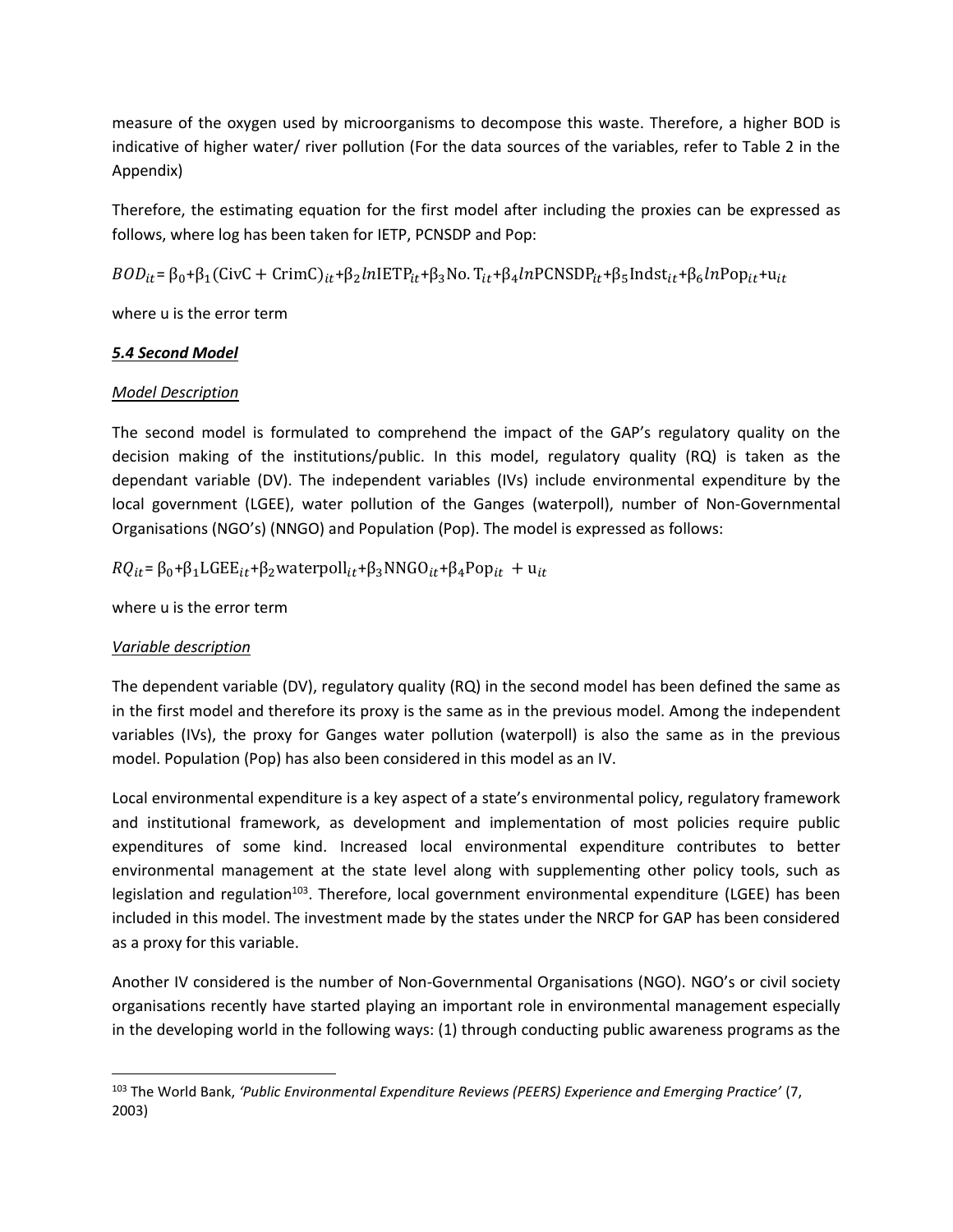measure of the oxygen used by microorganisms to decompose this waste. Therefore, a higher BOD is indicative of higher water/ river pollution (For the data sources of the variables, refer to Table 2 in the Appendix)

Therefore, the estimating equation for the first model after including the proxies can be expressed as follows, where log has been taken for IETP, PCNSDP and Pop:

$$BOD_{it} = \beta_0 + \beta_1(\text{CivC} + \text{CrimC})_{it} + \beta_2 ln\text{IETP}_{it} + \beta_3 \text{No. T}_{it} + \beta_4 ln\text{PCNSDP}_{it} + \beta_5 \text{Indst}_{it} + \beta_6 ln\text{Pop}_{it} + \text{u}_{it}$$

where u is the error term

***5.4 Second Model***

*Model Description*

The second model is formulated to comprehend the impact of the GAP's regulatory quality on the decision making of the institutions/public. In this model, regulatory quality (RQ) is taken as the dependant variable (DV). The independent variables (IVs) include environmental expenditure by the local government (LGEE), water pollution of the Ganges (waterpoll), number of Non-Governmental Organisations (NGO's) (NNGO) and Population (Pop). The model is expressed as follows:

$$RQ_{it} = \beta_0 + \beta_1 \text{LGEE}_{it} + \beta_2 \text{waterpoll}_{it} + \beta_3 \text{NNGO}_{it} + \beta_4 \text{Pop}_{it} + \text{u}_{it}$$

where u is the error term

*Variable description*

The dependent variable (DV), regulatory quality (RQ) in the second model has been defined the same as in the first model and therefore its proxy is the same as in the previous model. Among the independent variables (IVs), the proxy for Ganges water pollution (waterpoll) is also the same as in the previous model. Population (Pop) has also been considered in this model as an IV.

Local environmental expenditure is a key aspect of a state's environmental policy, regulatory framework and institutional framework, as development and implementation of most policies require public expenditures of some kind. Increased local environmental expenditure contributes to better environmental management at the state level along with supplementing other policy tools, such as legislation and regulation[103]. Therefore, local government environmental expenditure (LGEE) has been included in this model. The investment made by the states under the NRCP for GAP has been considered as a proxy for this variable.

Another IV considered is the number of Non-Governmental Organisations (NGO). NGO's or civil society organisations recently have started playing an important role in environmental management especially in the developing world in the following ways: (1) through conducting public awareness programs as the

[103] The World Bank, *'Public Environmental Expenditure Reviews (PEERS) Experience and Emerging Practice'* (7, 2003)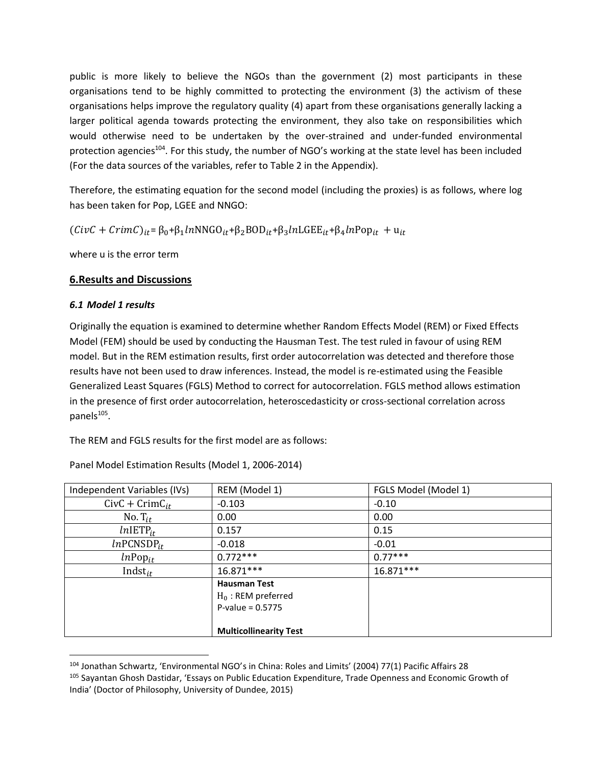public is more likely to believe the NGOs than the government (2) most participants in these organisations tend to be highly committed to protecting the environment (3) the activism of these organisations helps improve the regulatory quality (4) apart from these organisations generally lacking a larger political agenda towards protecting the environment, they also take on responsibilities which would otherwise need to be undertaken by the over-strained and under-funded environmental protection agencies[104]. For this study, the number of NGO's working at the state level has been included (For the data sources of the variables, refer to Table 2 in the Appendix).

Therefore, the estimating equation for the second model (including the proxies) is as follows, where log has been taken for Pop, LGEE and NNGO:

$$(CivC + CrimC)_{it} = \beta_0 + \beta_1 ln\text{NNGO}_{it} + \beta_2 \text{BOD}_{it} + \beta_3 ln\text{LGEE}_{it} + \beta_4 ln\text{Pop}_{it} + \text{u}_{it}$$

where u is the error term

## 6.Results and Discussions

### *6.1 Model 1 results*

Originally the equation is examined to determine whether Random Effects Model (REM) or Fixed Effects Model (FEM) should be used by conducting the Hausman Test. The test ruled in favour of using REM model. But in the REM estimation results, first order autocorrelation was detected and therefore those results have not been used to draw inferences. Instead, the model is re-estimated using the Feasible Generalized Least Squares (FGLS) Method to correct for autocorrelation. FGLS method allows estimation in the presence of first order autocorrelation, heteroscedasticity or cross-sectional correlation across panels[105].

The REM and FGLS results for the first model are as follows:

Panel Model Estimation Results (Model 1, 2006-2014)

| Independent Variables (IVs) | REM (Model 1) | FGLS Model (Model 1) |
|---|---|---|
| $\text{CivC} + \text{CrimC}_{it}$ | -0.103 | -0.10 |
| $\text{No. T}_{it}$ | 0.00 | 0.00 |
| $ln\text{IETP}_{it}$ | 0.157 | 0.15 |
| $ln\text{PCNSDP}_{it}$ | -0.018 | -0.01 |
| $ln\text{Pop}_{it}$ | 0.772*** | 0.77*** |
| $\text{Indst}_{it}$ | 16.871*** | 16.871*** |
| | **Hausman Test**<br>$\text{H}_0$ : REM preferred<br>P-value = 0.5775<br><br>**Multicollinearity Test** | |

[104] Jonathan Schwartz, 'Environmental NGO's in China: Roles and Limits' (2004) 77(1) Pacific Affairs 28

[105] Sayantan Ghosh Dastidar, 'Essays on Public Education Expenditure, Trade Openness and Economic Growth of India' (Doctor of Philosophy, University of Dundee, 2015)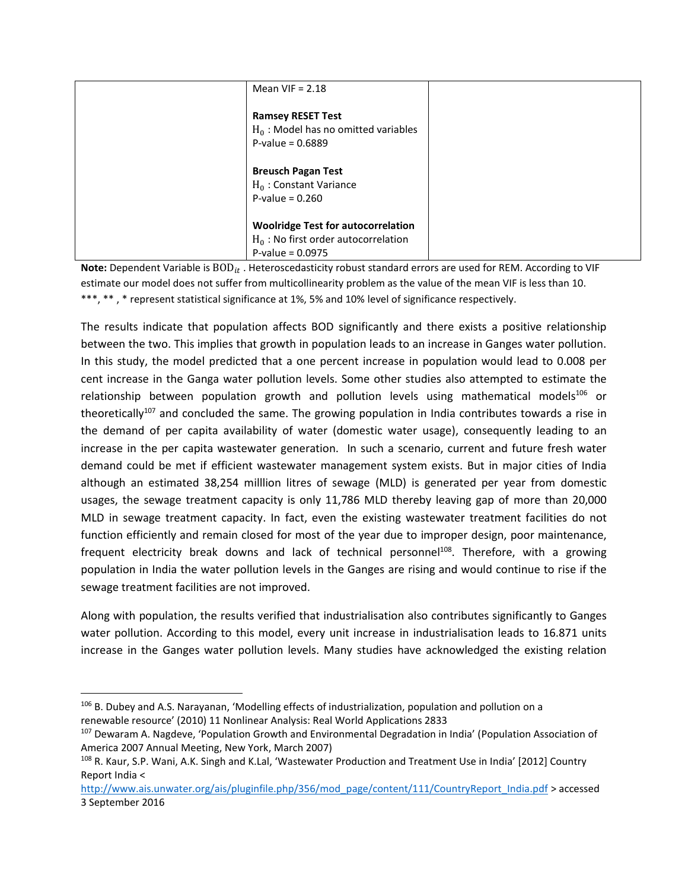| | Mean VIF = 2.18<br><br>**Ramsey RESET Test**<br>$H_0$ : Model has no omitted variables<br>P-value = 0.6889<br><br>**Breusch Pagan Test**<br>$H_0$ : Constant Variance<br>P-value = 0.260<br><br>**Woolridge Test for autocorrelation**<br>$H_0$ : No first order autocorrelation<br>P-value = 0.0975 | |
|---|---|---|

**Note:** Dependent Variable is $BOD_{it}$ . Heteroscedasticity robust standard errors are used for REM. According to VIF estimate our model does not suffer from multicollinearity problem as the value of the mean VIF is less than 10. ***, ** , * represent statistical significance at 1%, 5% and 10% level of significance respectively.

The results indicate that population affects BOD significantly and there exists a positive relationship between the two. This implies that growth in population leads to an increase in Ganges water pollution. In this study, the model predicted that a one percent increase in population would lead to 0.008 per cent increase in the Ganga water pollution levels. Some other studies also attempted to estimate the relationship between population growth and pollution levels using mathematical models[106] or theoretically[107] and concluded the same. The growing population in India contributes towards a rise in the demand of per capita availability of water (domestic water usage), consequently leading to an increase in the per capita wastewater generation. In such a scenario, current and future fresh water demand could be met if efficient wastewater management system exists. But in major cities of India although an estimated 38,254 milllion litres of sewage (MLD) is generated per year from domestic usages, the sewage treatment capacity is only 11,786 MLD thereby leaving gap of more than 20,000 MLD in sewage treatment capacity. In fact, even the existing wastewater treatment facilities do not function efficiently and remain closed for most of the year due to improper design, poor maintenance, frequent electricity break downs and lack of technical personnel[108]. Therefore, with a growing population in India the water pollution levels in the Ganges are rising and would continue to rise if the sewage treatment facilities are not improved.

Along with population, the results verified that industrialisation also contributes significantly to Ganges water pollution. According to this model, every unit increase in industrialisation leads to 16.871 units increase in the Ganges water pollution levels. Many studies have acknowledged the existing relation

---

[106] B. Dubey and A.S. Narayanan, 'Modelling effects of industrialization, population and pollution on a renewable resource' (2010) 11 Nonlinear Analysis: Real World Applications 2833

[107] Dewaram A. Nagdeve, 'Population Growth and Environmental Degradation in India' (Population Association of America 2007 Annual Meeting, New York, March 2007)

[108] R. Kaur, S.P. Wani, A.K. Singh and K.Lal, 'Wastewater Production and Treatment Use in India' [2012] Country Report India < http://www.ais.unwater.org/ais/pluginfile.php/356/mod_page/content/111/CountryReport_India.pdf > accessed 3 September 2016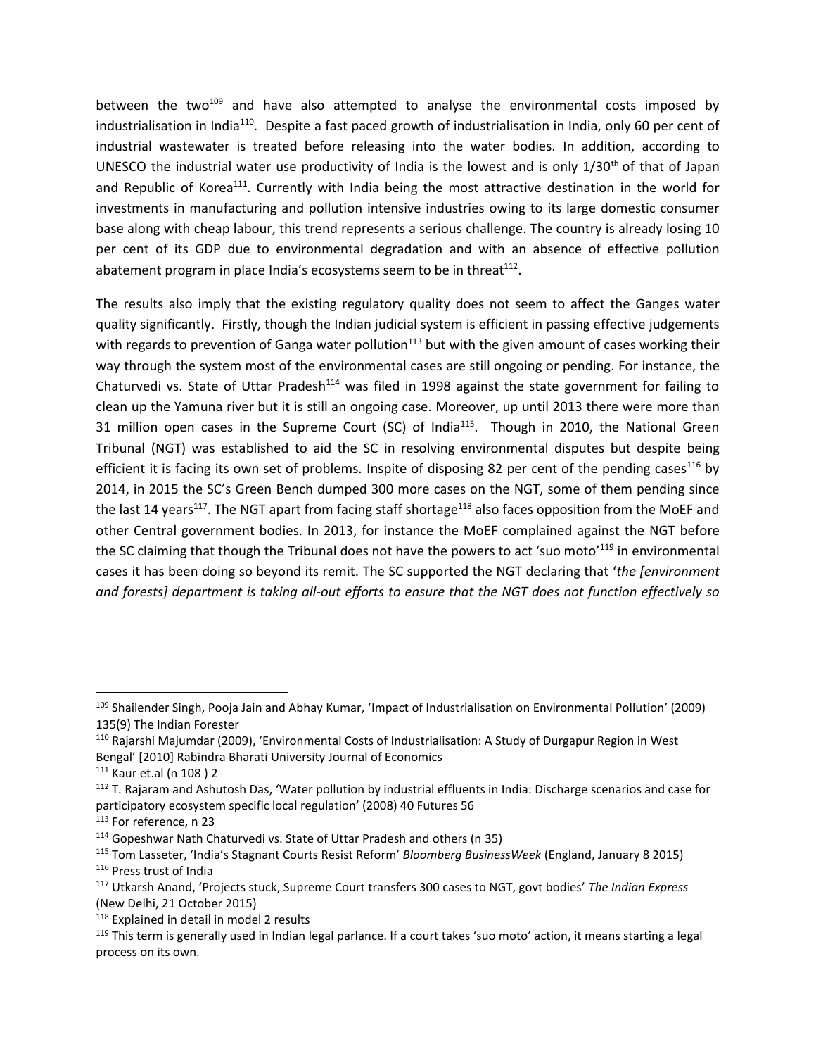between the two[109] and have also attempted to analyse the environmental costs imposed by industrialisation in India[110]. Despite a fast paced growth of industrialisation in India, only 60 per cent of industrial wastewater is treated before releasing into the water bodies. In addition, according to UNESCO the industrial water use productivity of India is the lowest and is only 1/30th of that of Japan and Republic of Korea[111]. Currently with India being the most attractive destination in the world for investments in manufacturing and pollution intensive industries owing to its large domestic consumer base along with cheap labour, this trend represents a serious challenge. The country is already losing 10 per cent of its GDP due to environmental degradation and with an absence of effective pollution abatement program in place India's ecosystems seem to be in threat[112].

The results also imply that the existing regulatory quality does not seem to affect the Ganges water quality significantly. Firstly, though the Indian judicial system is efficient in passing effective judgements with regards to prevention of Ganga water pollution[113] but with the given amount of cases working their way through the system most of the environmental cases are still ongoing or pending. For instance, the Chaturvedi vs. State of Uttar Pradesh[114] was filed in 1998 against the state government for failing to clean up the Yamuna river but it is still an ongoing case. Moreover, up until 2013 there were more than 31 million open cases in the Supreme Court (SC) of India[115]. Though in 2010, the National Green Tribunal (NGT) was established to aid the SC in resolving environmental disputes but despite being efficient it is facing its own set of problems. Inspite of disposing 82 per cent of the pending cases[116] by 2014, in 2015 the SC's Green Bench dumped 300 more cases on the NGT, some of them pending since the last 14 years[117]. The NGT apart from facing staff shortage[118] also faces opposition from the MoEF and other Central government bodies. In 2013, for instance the MoEF complained against the NGT before the SC claiming that though the Tribunal does not have the powers to act 'suo moto'[119] in environmental cases it has been doing so beyond its remit. The SC supported the NGT declaring that '*the [environment and forests] department is taking all-out efforts to ensure that the NGT does not function effectively so*

---

[109] Shailender Singh, Pooja Jain and Abhay Kumar, 'Impact of Industrialisation on Environmental Pollution' (2009) 135(9) The Indian Forester

[110] Rajarshi Majumdar (2009), 'Environmental Costs of Industrialisation: A Study of Durgapur Region in West Bengal' [2010] Rabindra Bharati University Journal of Economics

[111] Kaur et.al (n 108 ) 2

[112] T. Rajaram and Ashutosh Das, 'Water pollution by industrial effluents in India: Discharge scenarios and case for participatory ecosystem specific local regulation' (2008) 40 Futures 56

[113] For reference, n 23

[114] Gopeshwar Nath Chaturvedi vs. State of Uttar Pradesh and others (n 35)

[115] Tom Lasseter, 'India's Stagnant Courts Resist Reform' *Bloomberg BusinessWeek* (England, January 8 2015)

[116] Press trust of India

[117] Utkarsh Anand, 'Projects stuck, Supreme Court transfers 300 cases to NGT, govt bodies' *The Indian Express* (New Delhi, 21 October 2015)

[118] Explained in detail in model 2 results

[119] This term is generally used in Indian legal parlance. If a court takes 'suo moto' action, it means starting a legal process on its own.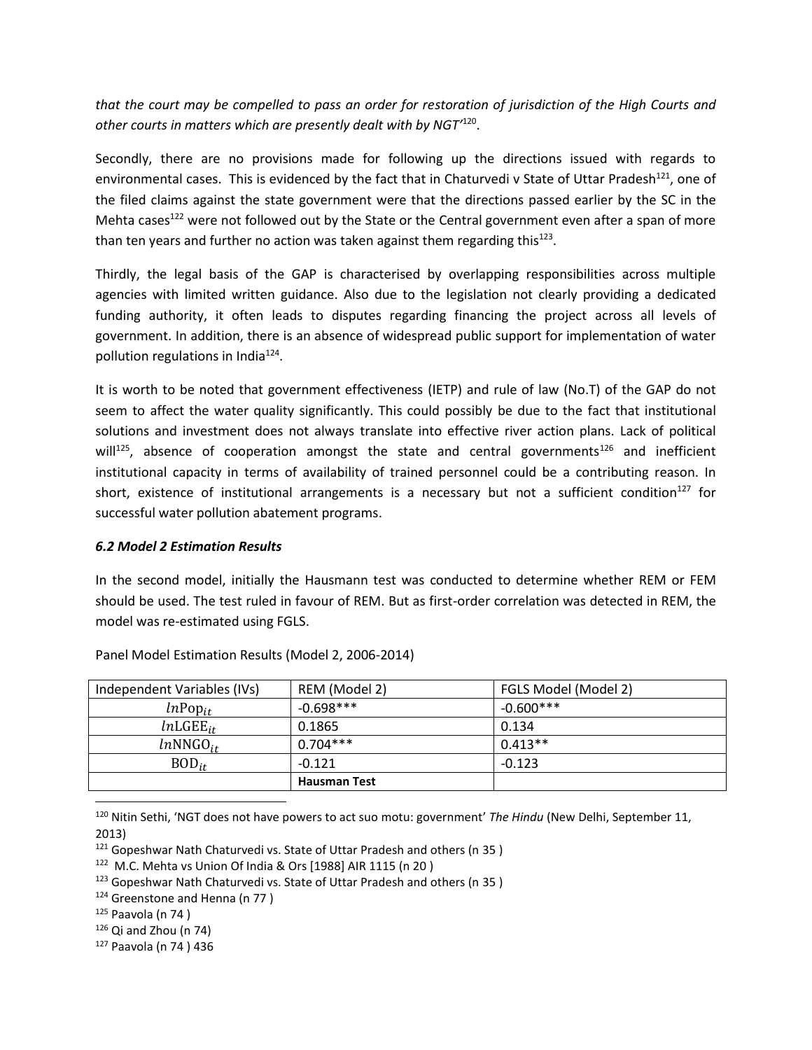*that the court may be compelled to pass an order for restoration of jurisdiction of the High Courts and other courts in matters which are presently dealt with by NGT'*[120].

Secondly, there are no provisions made for following up the directions issued with regards to environmental cases. This is evidenced by the fact that in Chaturvedi v State of Uttar Pradesh[121], one of the filed claims against the state government were that the directions passed earlier by the SC in the Mehta cases[122] were not followed out by the State or the Central government even after a span of more than ten years and further no action was taken against them regarding this[123].

Thirdly, the legal basis of the GAP is characterised by overlapping responsibilities across multiple agencies with limited written guidance. Also due to the legislation not clearly providing a dedicated funding authority, it often leads to disputes regarding financing the project across all levels of government. In addition, there is an absence of widespread public support for implementation of water pollution regulations in India[124].

It is worth to be noted that government effectiveness (IETP) and rule of law (No.T) of the GAP do not seem to affect the water quality significantly. This could possibly be due to the fact that institutional solutions and investment does not always translate into effective river action plans. Lack of political will[125], absence of cooperation amongst the state and central governments[126] and inefficient institutional capacity in terms of availability of trained personnel could be a contributing reason. In short, existence of institutional arrangements is a necessary but not a sufficient condition[127] for successful water pollution abatement programs.

### *6.2 Model 2 Estimation Results*

In the second model, initially the Hausmann test was conducted to determine whether REM or FEM should be used. The test ruled in favour of REM. But as first-order correlation was detected in REM, the model was re-estimated using FGLS.

Panel Model Estimation Results (Model 2, 2006-2014)

| Independent Variables (IVs) | REM (Model 2) | FGLS Model (Model 2) |
|---|---|---|
| $ln\text{Pop}_{it}$ | -0.698*** | -0.600*** |
| $ln\text{LGEE}_{it}$ | 0.1865 | 0.134 |
| $ln\text{NNGO}_{it}$ | 0.704*** | 0.413** |
| $\text{BOD}_{it}$ | -0.121 | -0.123 |
| | **Hausman Test** | |

[120] Nitin Sethi, 'NGT does not have powers to act suo motu: government' *The Hindu* (New Delhi, September 11, 2013)

[121] Gopeshwar Nath Chaturvedi vs. State of Uttar Pradesh and others (n 35 )

[122] M.C. Mehta vs Union Of India & Ors [1988] AIR 1115 (n 20 )

[123] Gopeshwar Nath Chaturvedi vs. State of Uttar Pradesh and others (n 35 )

[124] Greenstone and Henna (n 77 )

[125] Paavola (n 74 )

[126] Qi and Zhou (n 74)

[127] Paavola (n 74 ) 436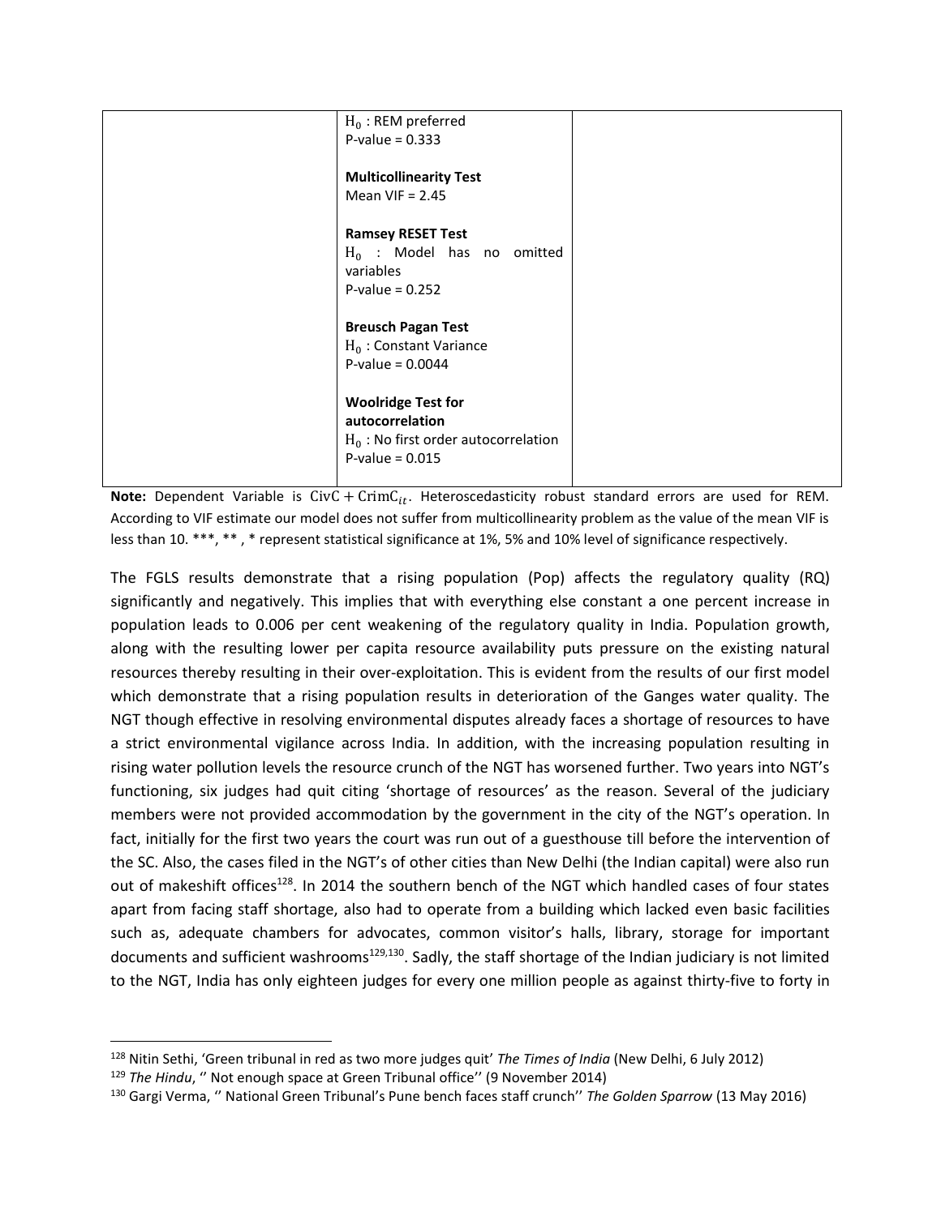|  | $H_0$ : REM preferred<br>P-value = 0.333<br><br>**Multicollinearity Test**<br>Mean VIF = 2.45<br><br>**Ramsey RESET Test**<br>$H_0$ : Model has no omitted variables<br>P-value = 0.252<br><br>**Breusch Pagan Test**<br>$H_0$ : Constant Variance<br>P-value = 0.0044<br><br>**Woolridge Test for autocorrelation**<br>$H_0$ : No first order autocorrelation<br>P-value = 0.015 |  |
|---|---|---|

**Note:** Dependent Variable is $\text{CivC} + \text{CrimC}_{it}$. Heteroscedasticity robust standard errors are used for REM. According to VIF estimate our model does not suffer from multicollinearity problem as the value of the mean VIF is less than 10. ***, ** , * represent statistical significance at 1%, 5% and 10% level of significance respectively.

The FGLS results demonstrate that a rising population (Pop) affects the regulatory quality (RQ) significantly and negatively. This implies that with everything else constant a one percent increase in population leads to 0.006 per cent weakening of the regulatory quality in India. Population growth, along with the resulting lower per capita resource availability puts pressure on the existing natural resources thereby resulting in their over-exploitation. This is evident from the results of our first model which demonstrate that a rising population results in deterioration of the Ganges water quality. The NGT though effective in resolving environmental disputes already faces a shortage of resources to have a strict environmental vigilance across India. In addition, with the increasing population resulting in rising water pollution levels the resource crunch of the NGT has worsened further. Two years into NGT's functioning, six judges had quit citing 'shortage of resources' as the reason. Several of the judiciary members were not provided accommodation by the government in the city of the NGT's operation. In fact, initially for the first two years the court was run out of a guesthouse till before the intervention of the SC. Also, the cases filed in the NGT's of other cities than New Delhi (the Indian capital) were also run out of makeshift offices[128]. In 2014 the southern bench of the NGT which handled cases of four states apart from facing staff shortage, also had to operate from a building which lacked even basic facilities such as, adequate chambers for advocates, common visitor's halls, library, storage for important documents and sufficient washrooms[129,130]. Sadly, the staff shortage of the Indian judiciary is not limited to the NGT, India has only eighteen judges for every one million people as against thirty-five to forty in

[128] Nitin Sethi, 'Green tribunal in red as two more judges quit' *The Times of India* (New Delhi, 6 July 2012)

[129] *The Hindu*, '' Not enough space at Green Tribunal office'' (9 November 2014)

[130] Gargi Verma, '' National Green Tribunal's Pune bench faces staff crunch'' *The Golden Sparrow* (13 May 2016)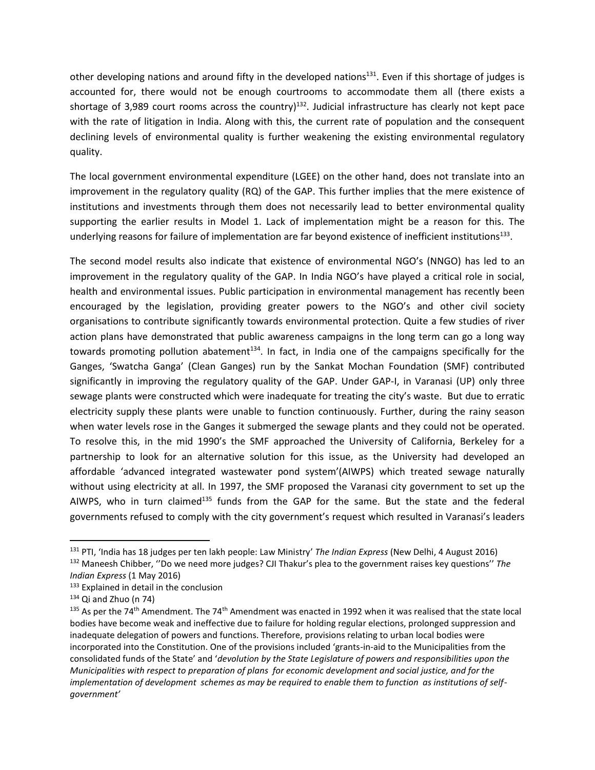other developing nations and around fifty in the developed nations[131]. Even if this shortage of judges is accounted for, there would not be enough courtrooms to accommodate them all (there exists a shortage of 3,989 court rooms across the country)[132]. Judicial infrastructure has clearly not kept pace with the rate of litigation in India. Along with this, the current rate of population and the consequent declining levels of environmental quality is further weakening the existing environmental regulatory quality.

The local government environmental expenditure (LGEE) on the other hand, does not translate into an improvement in the regulatory quality (RQ) of the GAP. This further implies that the mere existence of institutions and investments through them does not necessarily lead to better environmental quality supporting the earlier results in Model 1. Lack of implementation might be a reason for this. The underlying reasons for failure of implementation are far beyond existence of inefficient institutions[133].

The second model results also indicate that existence of environmental NGO's (NNGO) has led to an improvement in the regulatory quality of the GAP. In India NGO's have played a critical role in social, health and environmental issues. Public participation in environmental management has recently been encouraged by the legislation, providing greater powers to the NGO's and other civil society organisations to contribute significantly towards environmental protection. Quite a few studies of river action plans have demonstrated that public awareness campaigns in the long term can go a long way towards promoting pollution abatement[134]. In fact, in India one of the campaigns specifically for the Ganges, 'Swatcha Ganga' (Clean Ganges) run by the Sankat Mochan Foundation (SMF) contributed significantly in improving the regulatory quality of the GAP. Under GAP-I, in Varanasi (UP) only three sewage plants were constructed which were inadequate for treating the city's waste. But due to erratic electricity supply these plants were unable to function continuously. Further, during the rainy season when water levels rose in the Ganges it submerged the sewage plants and they could not be operated. To resolve this, in the mid 1990's the SMF approached the University of California, Berkeley for a partnership to look for an alternative solution for this issue, as the University had developed an affordable 'advanced integrated wastewater pond system'(AIWPS) which treated sewage naturally without using electricity at all. In 1997, the SMF proposed the Varanasi city government to set up the AIWPS, who in turn claimed[135] funds from the GAP for the same. But the state and the federal governments refused to comply with the city government's request which resulted in Varanasi's leaders

---

[131] PTI, 'India has 18 judges per ten lakh people: Law Ministry' *The Indian Express* (New Delhi, 4 August 2016)

[132] Maneesh Chibber, ''Do we need more judges? CJI Thakur's plea to the government raises key questions'' *The Indian Express* (1 May 2016)

[133] Explained in detail in the conclusion

[134] Qi and Zhuo (n 74)

[135] As per the 74th Amendment. The 74th Amendment was enacted in 1992 when it was realised that the state local bodies have become weak and ineffective due to failure for holding regular elections, prolonged suppression and inadequate delegation of powers and functions. Therefore, provisions relating to urban local bodies were incorporated into the Constitution. One of the provisions included 'grants-in-aid to the Municipalities from the consolidated funds of the State' and '*devolution by the State Legislature of powers and responsibilities upon the Municipalities with respect to preparation of plans for economic development and social justice, and for the implementation of development schemes as may be required to enable them to function as institutions of self-government'*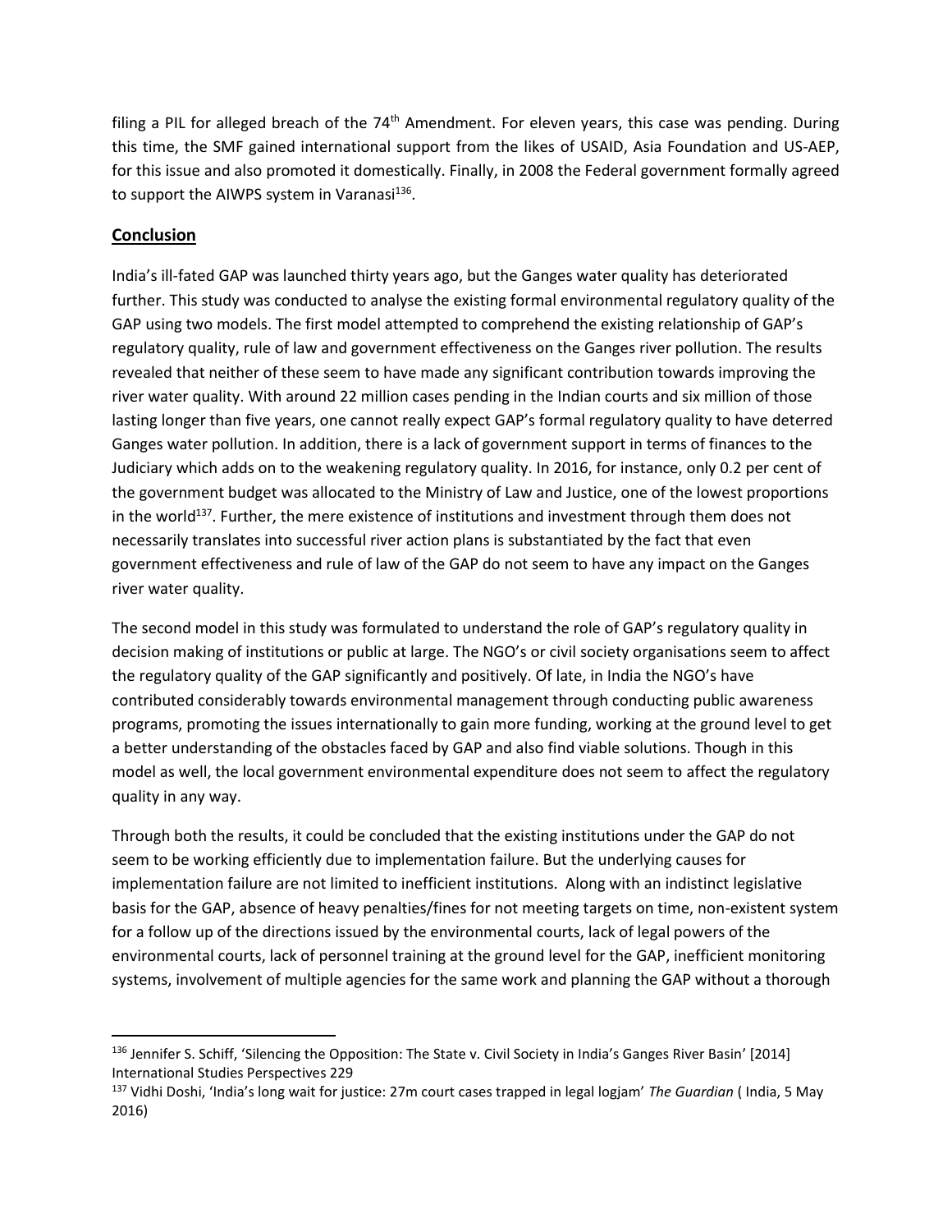filing a PIL for alleged breach of the 74th Amendment. For eleven years, this case was pending. During this time, the SMF gained international support from the likes of USAID, Asia Foundation and US-AEP, for this issue and also promoted it domestically. Finally, in 2008 the Federal government formally agreed to support the AIWPS system in Varanasi[136].

## Conclusion

India's ill-fated GAP was launched thirty years ago, but the Ganges water quality has deteriorated further. This study was conducted to analyse the existing formal environmental regulatory quality of the GAP using two models. The first model attempted to comprehend the existing relationship of GAP's regulatory quality, rule of law and government effectiveness on the Ganges river pollution. The results revealed that neither of these seem to have made any significant contribution towards improving the river water quality. With around 22 million cases pending in the Indian courts and six million of those lasting longer than five years, one cannot really expect GAP's formal regulatory quality to have deterred Ganges water pollution. In addition, there is a lack of government support in terms of finances to the Judiciary which adds on to the weakening regulatory quality. In 2016, for instance, only 0.2 per cent of the government budget was allocated to the Ministry of Law and Justice, one of the lowest proportions in the world[137]. Further, the mere existence of institutions and investment through them does not necessarily translates into successful river action plans is substantiated by the fact that even government effectiveness and rule of law of the GAP do not seem to have any impact on the Ganges river water quality.

The second model in this study was formulated to understand the role of GAP's regulatory quality in decision making of institutions or public at large. The NGO's or civil society organisations seem to affect the regulatory quality of the GAP significantly and positively. Of late, in India the NGO's have contributed considerably towards environmental management through conducting public awareness programs, promoting the issues internationally to gain more funding, working at the ground level to get a better understanding of the obstacles faced by GAP and also find viable solutions. Though in this model as well, the local government environmental expenditure does not seem to affect the regulatory quality in any way.

Through both the results, it could be concluded that the existing institutions under the GAP do not seem to be working efficiently due to implementation failure. But the underlying causes for implementation failure are not limited to inefficient institutions. Along with an indistinct legislative basis for the GAP, absence of heavy penalties/fines for not meeting targets on time, non-existent system for a follow up of the directions issued by the environmental courts, lack of legal powers of the environmental courts, lack of personnel training at the ground level for the GAP, inefficient monitoring systems, involvement of multiple agencies for the same work and planning the GAP without a thorough

---

[136] Jennifer S. Schiff, 'Silencing the Opposition: The State v. Civil Society in India's Ganges River Basin' [2014] International Studies Perspectives 229

[137] Vidhi Doshi, 'India's long wait for justice: 27m court cases trapped in legal logjam' *The Guardian* ( India, 5 May 2016)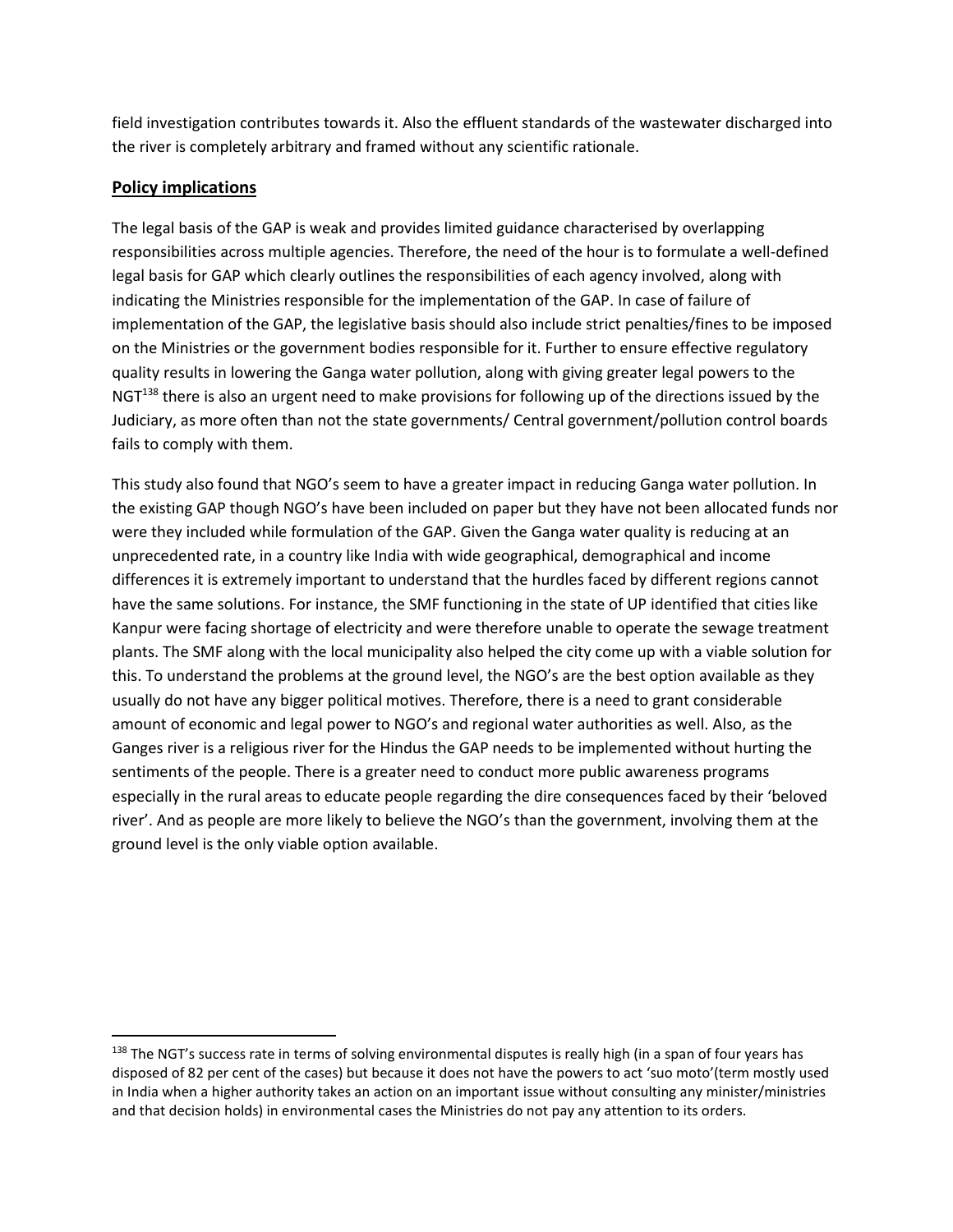field investigation contributes towards it. Also the effluent standards of the wastewater discharged into the river is completely arbitrary and framed without any scientific rationale.

## Policy implications

The legal basis of the GAP is weak and provides limited guidance characterised by overlapping responsibilities across multiple agencies. Therefore, the need of the hour is to formulate a well-defined legal basis for GAP which clearly outlines the responsibilities of each agency involved, along with indicating the Ministries responsible for the implementation of the GAP. In case of failure of implementation of the GAP, the legislative basis should also include strict penalties/fines to be imposed on the Ministries or the government bodies responsible for it. Further to ensure effective regulatory quality results in lowering the Ganga water pollution, along with giving greater legal powers to the NGT[138] there is also an urgent need to make provisions for following up of the directions issued by the Judiciary, as more often than not the state governments/ Central government/pollution control boards fails to comply with them.

This study also found that NGO's seem to have a greater impact in reducing Ganga water pollution. In the existing GAP though NGO's have been included on paper but they have not been allocated funds nor were they included while formulation of the GAP. Given the Ganga water quality is reducing at an unprecedented rate, in a country like India with wide geographical, demographical and income differences it is extremely important to understand that the hurdles faced by different regions cannot have the same solutions. For instance, the SMF functioning in the state of UP identified that cities like Kanpur were facing shortage of electricity and were therefore unable to operate the sewage treatment plants. The SMF along with the local municipality also helped the city come up with a viable solution for this. To understand the problems at the ground level, the NGO's are the best option available as they usually do not have any bigger political motives. Therefore, there is a need to grant considerable amount of economic and legal power to NGO's and regional water authorities as well. Also, as the Ganges river is a religious river for the Hindus the GAP needs to be implemented without hurting the sentiments of the people. There is a greater need to conduct more public awareness programs especially in the rural areas to educate people regarding the dire consequences faced by their 'beloved river'. And as people are more likely to believe the NGO's than the government, involving them at the ground level is the only viable option available.

---

[138] The NGT's success rate in terms of solving environmental disputes is really high (in a span of four years has disposed of 82 per cent of the cases) but because it does not have the powers to act 'suo moto'(term mostly used in India when a higher authority takes an action on an important issue without consulting any minister/ministries and that decision holds) in environmental cases the Ministries do not pay any attention to its orders.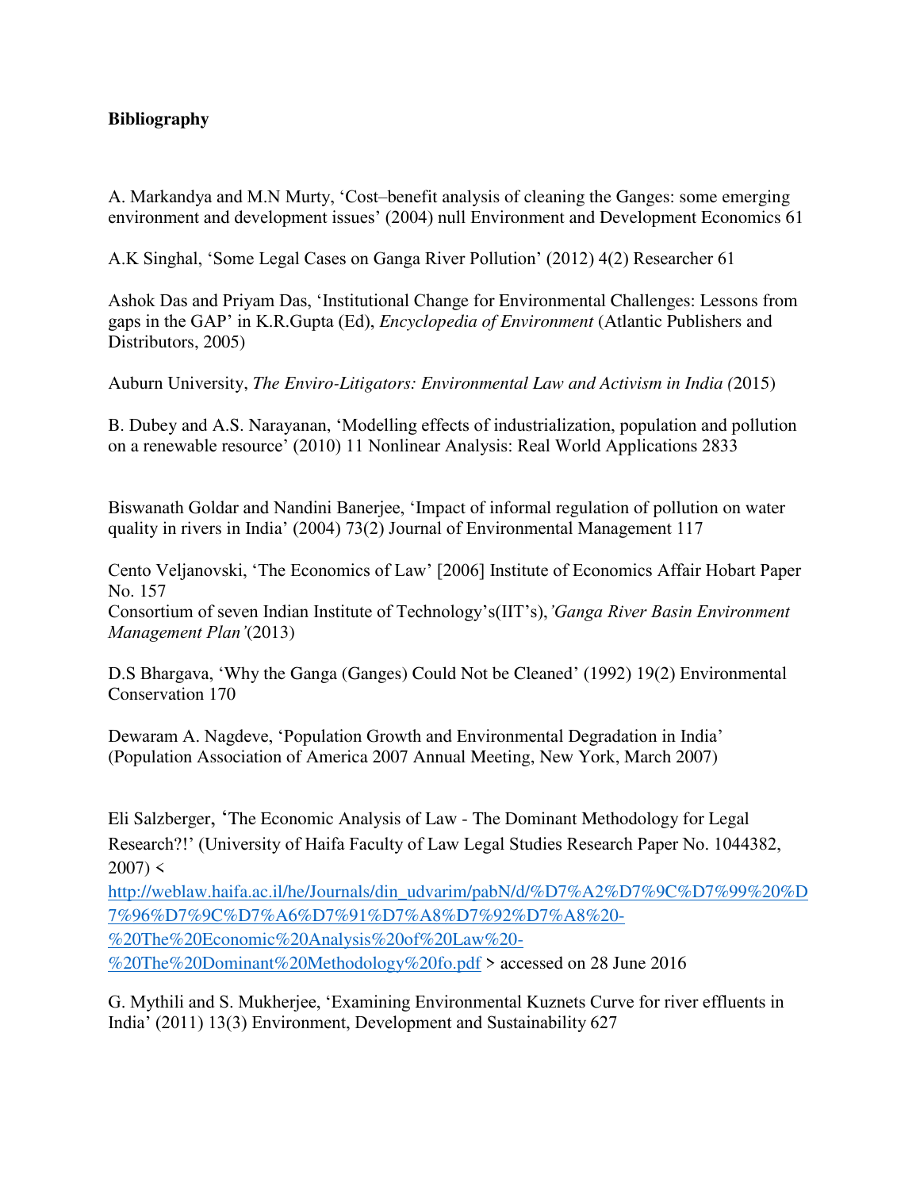**Bibliography**

A. Markandya and M.N Murty, 'Cost–benefit analysis of cleaning the Ganges: some emerging environment and development issues' (2004) null Environment and Development Economics 61

A.K Singhal, 'Some Legal Cases on Ganga River Pollution' (2012) 4(2) Researcher 61

Ashok Das and Priyam Das, 'Institutional Change for Environmental Challenges: Lessons from gaps in the GAP' in K.R.Gupta (Ed), *Encyclopedia of Environment* (Atlantic Publishers and Distributors, 2005)

Auburn University, *The Enviro-Litigators: Environmental Law and Activism in India (*2015)

B. Dubey and A.S. Narayanan, 'Modelling effects of industrialization, population and pollution on a renewable resource' (2010) 11 Nonlinear Analysis: Real World Applications 2833

Biswanath Goldar and Nandini Banerjee, 'Impact of informal regulation of pollution on water quality in rivers in India' (2004) 73(2) Journal of Environmental Management 117

Cento Veljanovski, 'The Economics of Law' [2006] Institute of Economics Affair Hobart Paper No. 157
Consortium of seven Indian Institute of Technology's(IIT's),*'Ganga River Basin Environment Management Plan'*(2013)

D.S Bhargava, 'Why the Ganga (Ganges) Could Not be Cleaned' (1992) 19(2) Environmental Conservation 170

Dewaram A. Nagdeve, 'Population Growth and Environmental Degradation in India' (Population Association of America 2007 Annual Meeting, New York, March 2007)

Eli Salzberger, 'The Economic Analysis of Law - The Dominant Methodology for Legal Research?!' (University of Haifa Faculty of Law Legal Studies Research Paper No. 1044382, 2007) < http://weblaw.haifa.ac.il/he/Journals/din_udvarim/pabN/d/%D7%A2%D7%9C%D7%99%20%D7%96%D7%9C%D7%A6%D7%91%D7%A8%D7%92%D7%A8%20-%20The%20Economic%20Analysis%20of%20Law%20-%20The%20Dominant%20Methodology%20fo.pdf > accessed on 28 June 2016

G. Mythili and S. Mukherjee, 'Examining Environmental Kuznets Curve for river effluents in India' (2011) 13(3) Environment, Development and Sustainability 627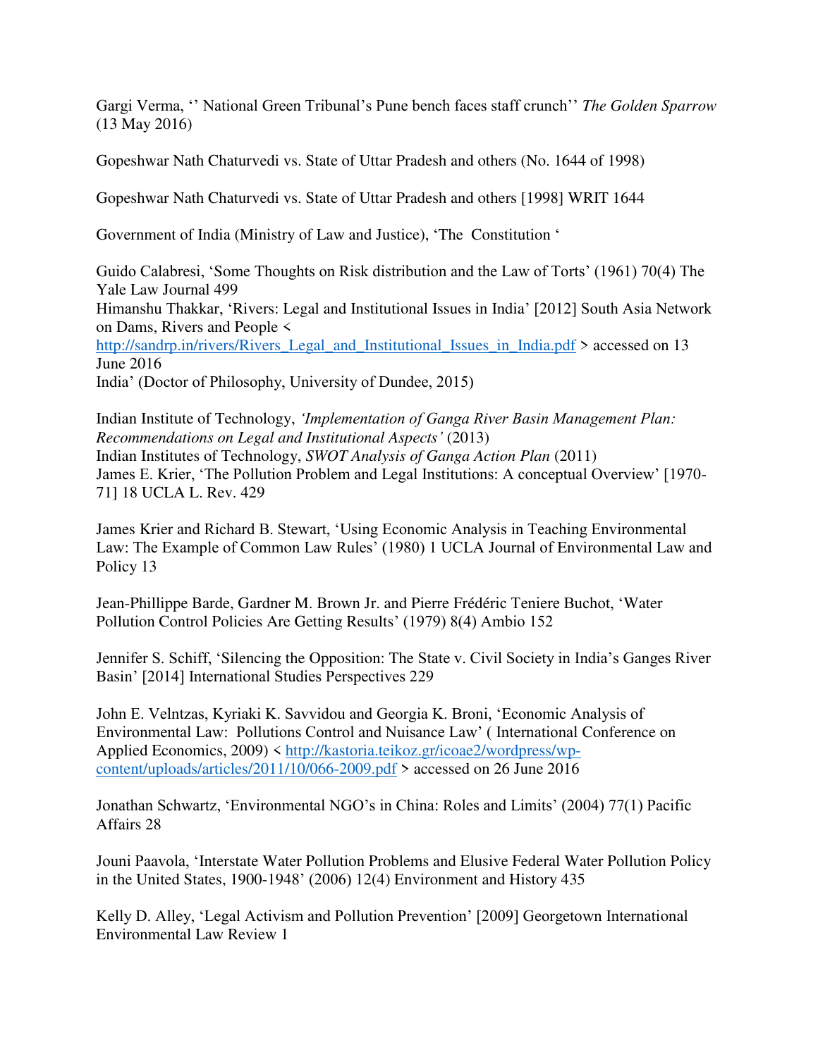Gargi Verma, '' National Green Tribunal's Pune bench faces staff crunch'' *The Golden Sparrow* (13 May 2016)

Gopeshwar Nath Chaturvedi vs. State of Uttar Pradesh and others (No. 1644 of 1998)

Gopeshwar Nath Chaturvedi vs. State of Uttar Pradesh and others [1998] WRIT 1644

Government of India (Ministry of Law and Justice), 'The Constitution '

Guido Calabresi, 'Some Thoughts on Risk distribution and the Law of Torts' (1961) 70(4) The Yale Law Journal 499

Himanshu Thakkar, 'Rivers: Legal and Institutional Issues in India' [2012] South Asia Network on Dams, Rivers and People < http://sandrp.in/rivers/Rivers_Legal_and_Institutional_Issues_in_India.pdf > accessed on 13 June 2016

India' (Doctor of Philosophy, University of Dundee, 2015)

Indian Institute of Technology, *'Implementation of Ganga River Basin Management Plan: Recommendations on Legal and Institutional Aspects'* (2013)

Indian Institutes of Technology, *SWOT Analysis of Ganga Action Plan* (2011)

James E. Krier, 'The Pollution Problem and Legal Institutions: A conceptual Overview' [1970-71] 18 UCLA L. Rev. 429

James Krier and Richard B. Stewart, 'Using Economic Analysis in Teaching Environmental Law: The Example of Common Law Rules' (1980) 1 UCLA Journal of Environmental Law and Policy 13

Jean-Phillippe Barde, Gardner M. Brown Jr. and Pierre Frédéric Teniere Buchot, 'Water Pollution Control Policies Are Getting Results' (1979) 8(4) Ambio 152

Jennifer S. Schiff, 'Silencing the Opposition: The State v. Civil Society in India's Ganges River Basin' [2014] International Studies Perspectives 229

John E. Velntzas, Kyriaki K. Savvidou and Georgia K. Broni, 'Economic Analysis of Environmental Law: Pollutions Control and Nuisance Law' ( International Conference on Applied Economics, 2009) < http://kastoria.teikoz.gr/icoae2/wordpress/wp-content/uploads/articles/2011/10/066-2009.pdf > accessed on 26 June 2016

Jonathan Schwartz, 'Environmental NGO's in China: Roles and Limits' (2004) 77(1) Pacific Affairs 28

Jouni Paavola, 'Interstate Water Pollution Problems and Elusive Federal Water Pollution Policy in the United States, 1900-1948' (2006) 12(4) Environment and History 435

Kelly D. Alley, 'Legal Activism and Pollution Prevention' [2009] Georgetown International Environmental Law Review 1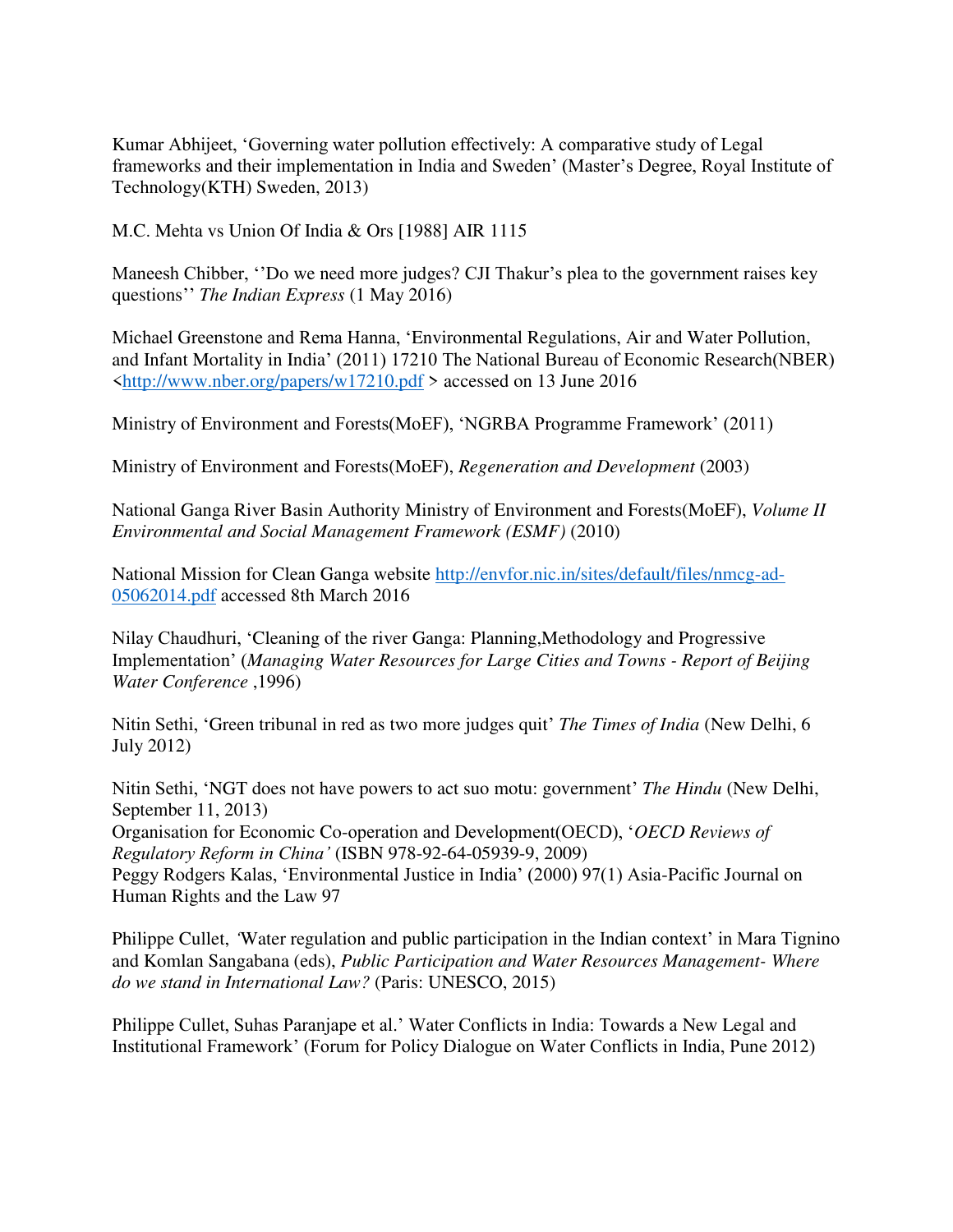Kumar Abhijeet, 'Governing water pollution effectively: A comparative study of Legal frameworks and their implementation in India and Sweden' (Master's Degree, Royal Institute of Technology(KTH) Sweden, 2013)

M.C. Mehta vs Union Of India & Ors [1988] AIR 1115

Maneesh Chibber, ''Do we need more judges? CJI Thakur's plea to the government raises key questions'' *The Indian Express* (1 May 2016)

Michael Greenstone and Rema Hanna, 'Environmental Regulations, Air and Water Pollution, and Infant Mortality in India' (2011) 17210 The National Bureau of Economic Research(NBER) <http://www.nber.org/papers/w17210.pdf > accessed on 13 June 2016

Ministry of Environment and Forests(MoEF), 'NGRBA Programme Framework' (2011)

Ministry of Environment and Forests(MoEF), *Regeneration and Development* (2003)

National Ganga River Basin Authority Ministry of Environment and Forests(MoEF), *Volume II Environmental and Social Management Framework (ESMF)* (2010)

National Mission for Clean Ganga website http://envfor.nic.in/sites/default/files/nmcg-ad-05062014.pdf accessed 8th March 2016

Nilay Chaudhuri, 'Cleaning of the river Ganga: Planning,Methodology and Progressive Implementation' (*Managing Water Resources for Large Cities and Towns - Report of Beijing Water Conference* ,1996)

Nitin Sethi, 'Green tribunal in red as two more judges quit' *The Times of India* (New Delhi, 6 July 2012)

Nitin Sethi, 'NGT does not have powers to act suo motu: government' *The Hindu* (New Delhi, September 11, 2013)

Organisation for Economic Co-operation and Development(OECD), '*OECD Reviews of Regulatory Reform in China'* (ISBN 978-92-64-05939-9, 2009)

Peggy Rodgers Kalas, 'Environmental Justice in India' (2000) 97(1) Asia-Pacific Journal on Human Rights and the Law 97

Philippe Cullet, 'Water regulation and public participation in the Indian context' in Mara Tignino and Komlan Sangabana (eds), *Public Participation and Water Resources Management- Where do we stand in International Law?* (Paris: UNESCO, 2015)

Philippe Cullet, Suhas Paranjape et al.' Water Conflicts in India: Towards a New Legal and Institutional Framework' (Forum for Policy Dialogue on Water Conflicts in India, Pune 2012)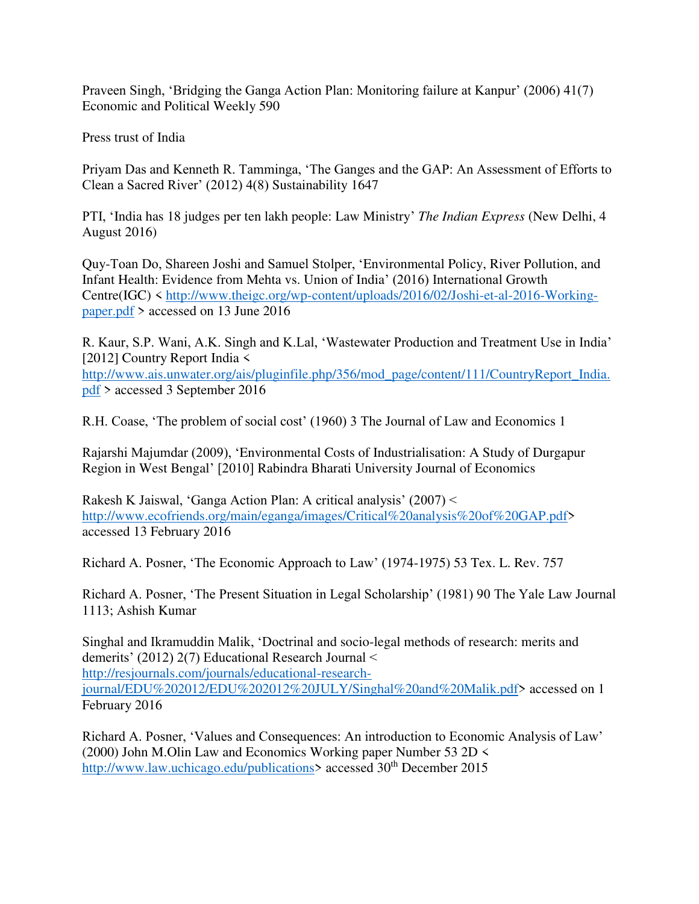Praveen Singh, 'Bridging the Ganga Action Plan: Monitoring failure at Kanpur' (2006) 41(7) Economic and Political Weekly 590

Press trust of India

Priyam Das and Kenneth R. Tamminga, 'The Ganges and the GAP: An Assessment of Efforts to Clean a Sacred River' (2012) 4(8) Sustainability 1647

PTI, 'India has 18 judges per ten lakh people: Law Ministry' *The Indian Express* (New Delhi, 4 August 2016)

Quy-Toan Do, Shareen Joshi and Samuel Stolper, 'Environmental Policy, River Pollution, and Infant Health: Evidence from Mehta vs. Union of India' (2016) International Growth Centre(IGC) < http://www.theigc.org/wp-content/uploads/2016/02/Joshi-et-al-2016-Working-paper.pdf > accessed on 13 June 2016

R. Kaur, S.P. Wani, A.K. Singh and K.Lal, 'Wastewater Production and Treatment Use in India' [2012] Country Report India < http://www.ais.unwater.org/ais/pluginfile.php/356/mod_page/content/111/CountryReport_India.pdf > accessed 3 September 2016

R.H. Coase, 'The problem of social cost' (1960) 3 The Journal of Law and Economics 1

Rajarshi Majumdar (2009), 'Environmental Costs of Industrialisation: A Study of Durgapur Region in West Bengal' [2010] Rabindra Bharati University Journal of Economics

Rakesh K Jaiswal, 'Ganga Action Plan: A critical analysis' (2007) < http://www.ecofriends.org/main/eganga/images/Critical%20analysis%20of%20GAP.pdf> accessed 13 February 2016

Richard A. Posner, 'The Economic Approach to Law' (1974-1975) 53 Tex. L. Rev. 757

Richard A. Posner, 'The Present Situation in Legal Scholarship' (1981) 90 The Yale Law Journal 1113; Ashish Kumar

Singhal and Ikramuddin Malik, 'Doctrinal and socio-legal methods of research: merits and demerits' (2012) 2(7) Educational Research Journal < http://resjournals.com/journals/educational-research-journal/EDU%202012/EDU%202012%20JULY/Singhal%20and%20Malik.pdf> accessed on 1 February 2016

Richard A. Posner, 'Values and Consequences: An introduction to Economic Analysis of Law' (2000) John M.Olin Law and Economics Working paper Number 53 2D < http://www.law.uchicago.edu/publications> accessed 30th December 2015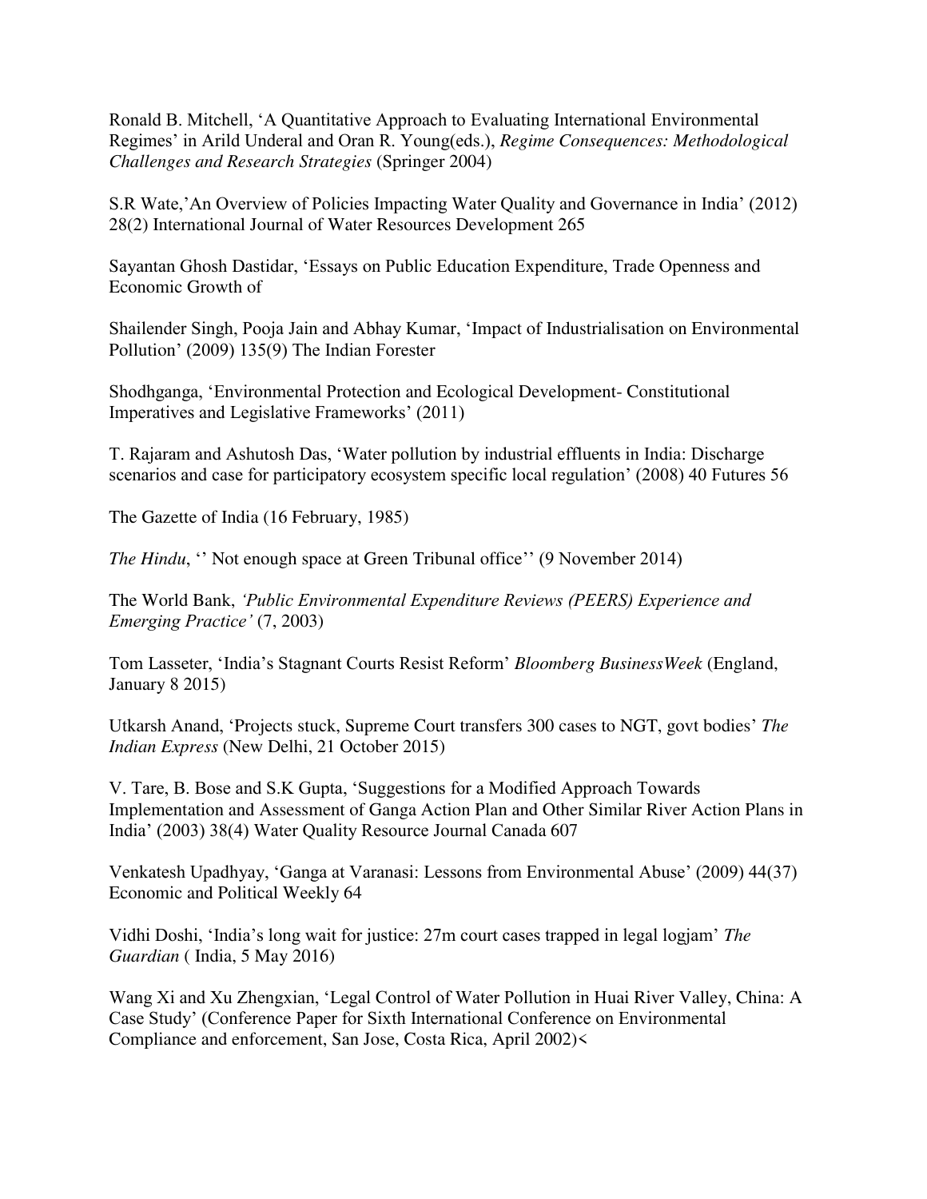Ronald B. Mitchell, 'A Quantitative Approach to Evaluating International Environmental Regimes' in Arild Underal and Oran R. Young(eds.), *Regime Consequences: Methodological Challenges and Research Strategies* (Springer 2004)

S.R Wate,'An Overview of Policies Impacting Water Quality and Governance in India' (2012) 28(2) International Journal of Water Resources Development 265

Sayantan Ghosh Dastidar, 'Essays on Public Education Expenditure, Trade Openness and Economic Growth of

Shailender Singh, Pooja Jain and Abhay Kumar, 'Impact of Industrialisation on Environmental Pollution' (2009) 135(9) The Indian Forester

Shodhganga, 'Environmental Protection and Ecological Development- Constitutional Imperatives and Legislative Frameworks' (2011)

T. Rajaram and Ashutosh Das, 'Water pollution by industrial effluents in India: Discharge scenarios and case for participatory ecosystem specific local regulation' (2008) 40 Futures 56

The Gazette of India (16 February, 1985)

*The Hindu*, '' Not enough space at Green Tribunal office'' (9 November 2014)

The World Bank, *'Public Environmental Expenditure Reviews (PEERS) Experience and Emerging Practice'* (7, 2003)

Tom Lasseter, 'India's Stagnant Courts Resist Reform' *Bloomberg BusinessWeek* (England, January 8 2015)

Utkarsh Anand, 'Projects stuck, Supreme Court transfers 300 cases to NGT, govt bodies' *The Indian Express* (New Delhi, 21 October 2015)

V. Tare, B. Bose and S.K Gupta, 'Suggestions for a Modified Approach Towards Implementation and Assessment of Ganga Action Plan and Other Similar River Action Plans in India' (2003) 38(4) Water Quality Resource Journal Canada 607

Venkatesh Upadhyay, 'Ganga at Varanasi: Lessons from Environmental Abuse' (2009) 44(37) Economic and Political Weekly 64

Vidhi Doshi, 'India's long wait for justice: 27m court cases trapped in legal logjam' *The Guardian* ( India, 5 May 2016)

Wang Xi and Xu Zhengxian, 'Legal Control of Water Pollution in Huai River Valley, China: A Case Study' (Conference Paper for Sixth International Conference on Environmental Compliance and enforcement, San Jose, Costa Rica, April 2002)<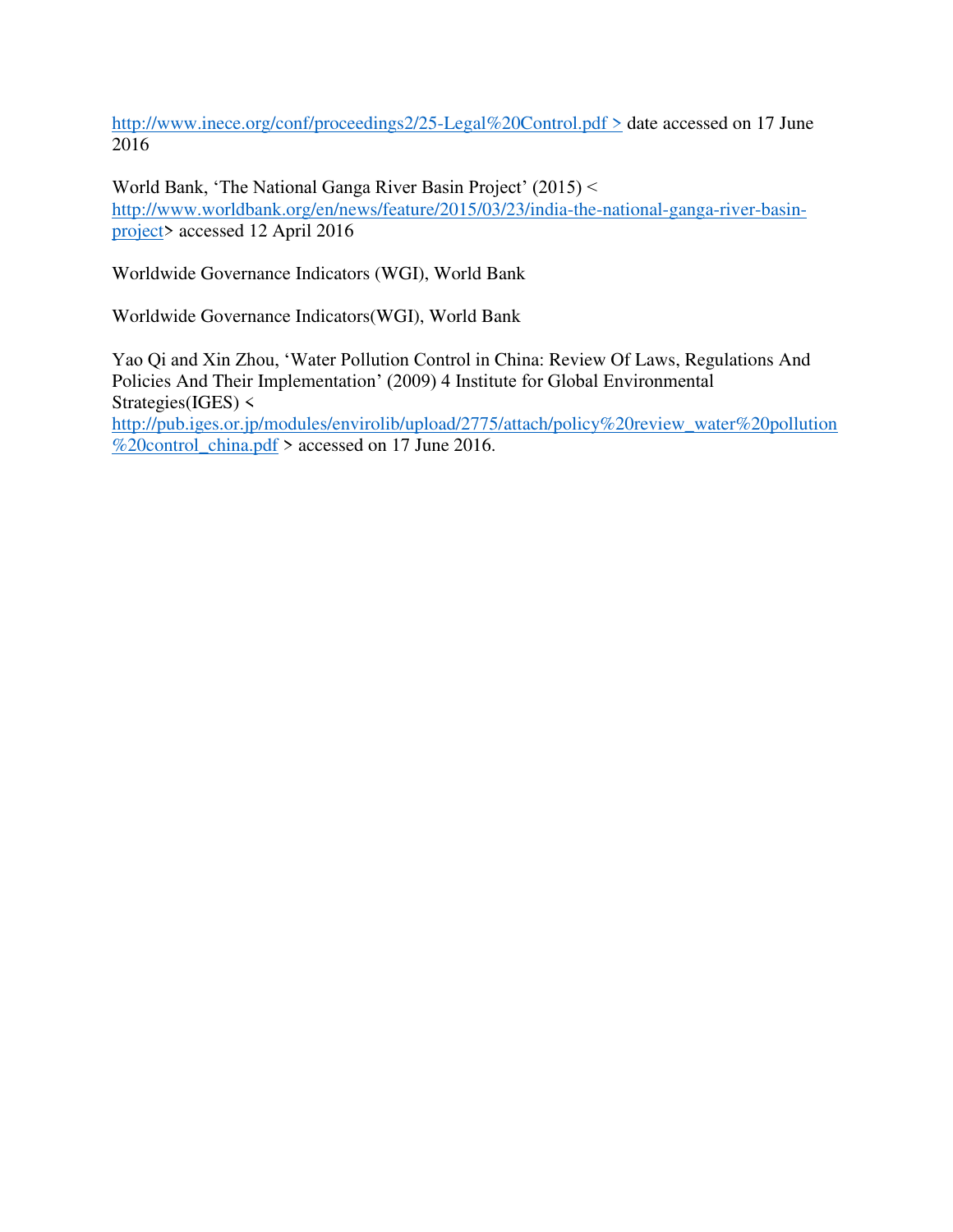http://www.inece.org/conf/proceedings2/25-Legal%20Control.pdf > date accessed on 17 June 2016

World Bank, 'The National Ganga River Basin Project' (2015) < http://www.worldbank.org/en/news/feature/2015/03/23/india-the-national-ganga-river-basin-project> accessed 12 April 2016

Worldwide Governance Indicators (WGI), World Bank

Worldwide Governance Indicators(WGI), World Bank

Yao Qi and Xin Zhou, 'Water Pollution Control in China: Review Of Laws, Regulations And Policies And Their Implementation' (2009) 4 Institute for Global Environmental Strategies(IGES) < http://pub.iges.or.jp/modules/envirolib/upload/2775/attach/policy%20review_water%20pollution%20control_china.pdf > accessed on 17 June 2016.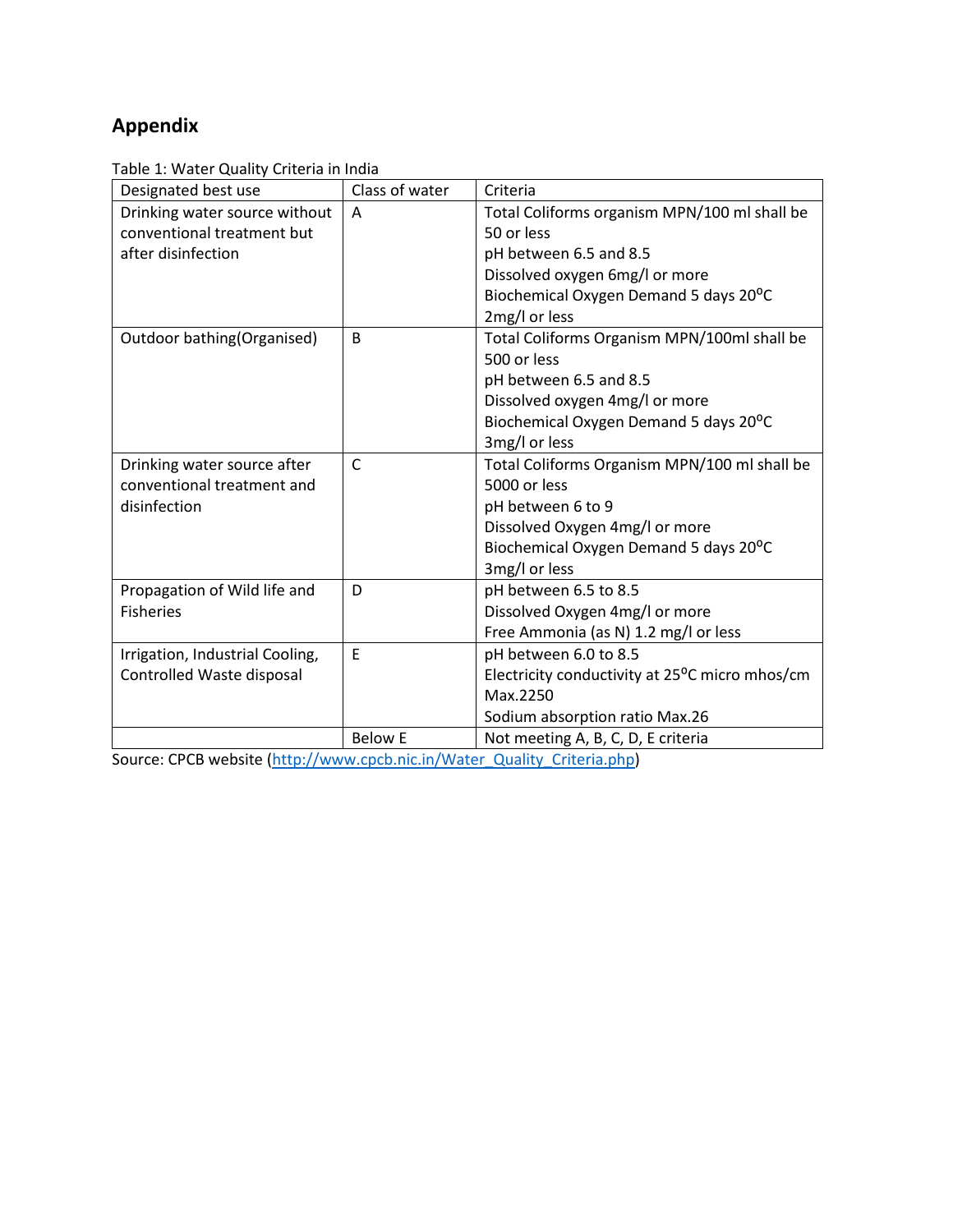## Appendix

Table 1: Water Quality Criteria in India

| Designated best use | Class of water | Criteria |
|---|---|---|
| Drinking water source without conventional treatment but after disinfection | A | Total Coliforms organism MPN/100 ml shall be 50 or less<br>pH between 6.5 and 8.5<br>Dissolved oxygen 6mg/l or more<br>Biochemical Oxygen Demand 5 days 20$^{o}$C 2mg/l or less |
| Outdoor bathing(Organised) | B | Total Coliforms Organism MPN/100ml shall be 500 or less<br>pH between 6.5 and 8.5<br>Dissolved oxygen 4mg/l or more<br>Biochemical Oxygen Demand 5 days 20$^{o}$C 3mg/l or less |
| Drinking water source after conventional treatment and disinfection | C | Total Coliforms Organism MPN/100 ml shall be 5000 or less<br>pH between 6 to 9<br>Dissolved Oxygen 4mg/l or more<br>Biochemical Oxygen Demand 5 days 20$^{o}$C 3mg/l or less |
| Propagation of Wild life and Fisheries | D | pH between 6.5 to 8.5<br>Dissolved Oxygen 4mg/l or more<br>Free Ammonia (as N) 1.2 mg/l or less |
| Irrigation, Industrial Cooling, Controlled Waste disposal | E | pH between 6.0 to 8.5<br>Electricity conductivity at 25$^{o}$C micro mhos/cm Max.2250<br>Sodium absorption ratio Max.26 |
| | Below E | Not meeting A, B, C, D, E criteria |

Source: CPCB website (http://www.cpcb.nic.in/Water_Quality_Criteria.php)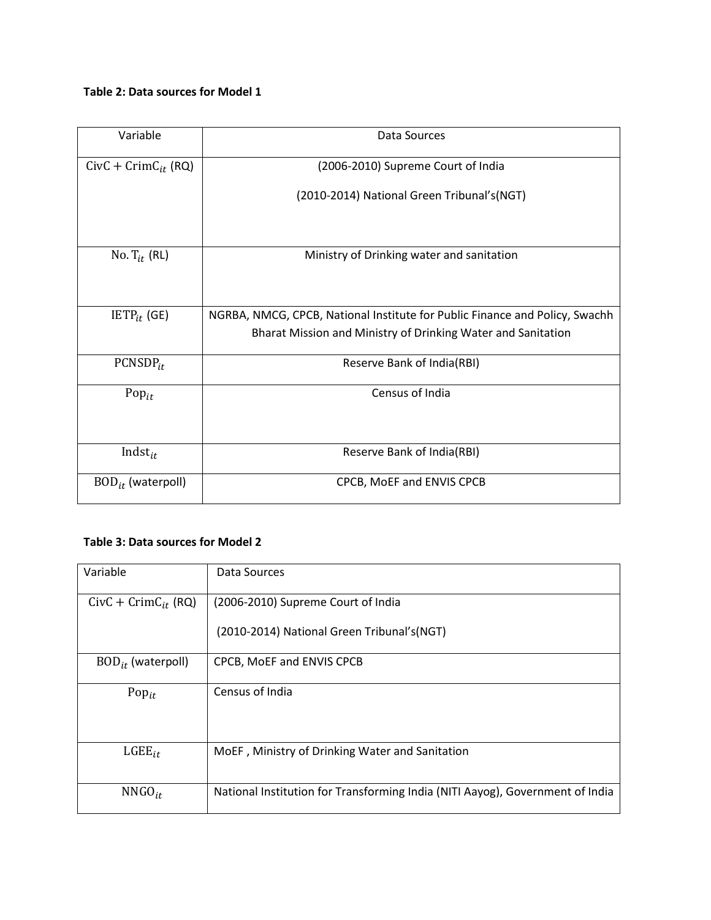**Table 2: Data sources for Model 1**

| Variable | Data Sources |
|---|---|
| $\text{CivC} + \text{CrimC}_{it}$ (RQ) | (2006-2010) Supreme Court of India<br>(2010-2014) National Green Tribunal's(NGT) |
| $\text{No. T}_{it}$ (RL) | Ministry of Drinking water and sanitation |
| $\text{IETP}_{it}$ (GE) | NGRBA, NMCG, CPCB, National Institute for Public Finance and Policy, Swachh Bharat Mission and Ministry of Drinking Water and Sanitation |
| $\text{PCNSDP}_{it}$ | Reserve Bank of India(RBI) |
| $\text{Pop}_{it}$ | Census of India |
| $\text{Indst}_{it}$ | Reserve Bank of India(RBI) |
| $\text{BOD}_{it}$ (waterpoll) | CPCB, MoEF and ENVIS CPCB |

**Table 3: Data sources for Model 2**

| Variable | Data Sources |
|---|---|
| $\text{CivC} + \text{CrimC}_{it}$ (RQ) | (2006-2010) Supreme Court of India<br>(2010-2014) National Green Tribunal's(NGT) |
| $\text{BOD}_{it}$ (waterpoll) | CPCB, MoEF and ENVIS CPCB |
| $\text{Pop}_{it}$ | Census of India |
| $\text{LGEE}_{it}$ | MoEF , Ministry of Drinking Water and Sanitation |
| $\text{NNGO}_{it}$ | National Institution for Transforming India (NITI Aayog), Government of India |